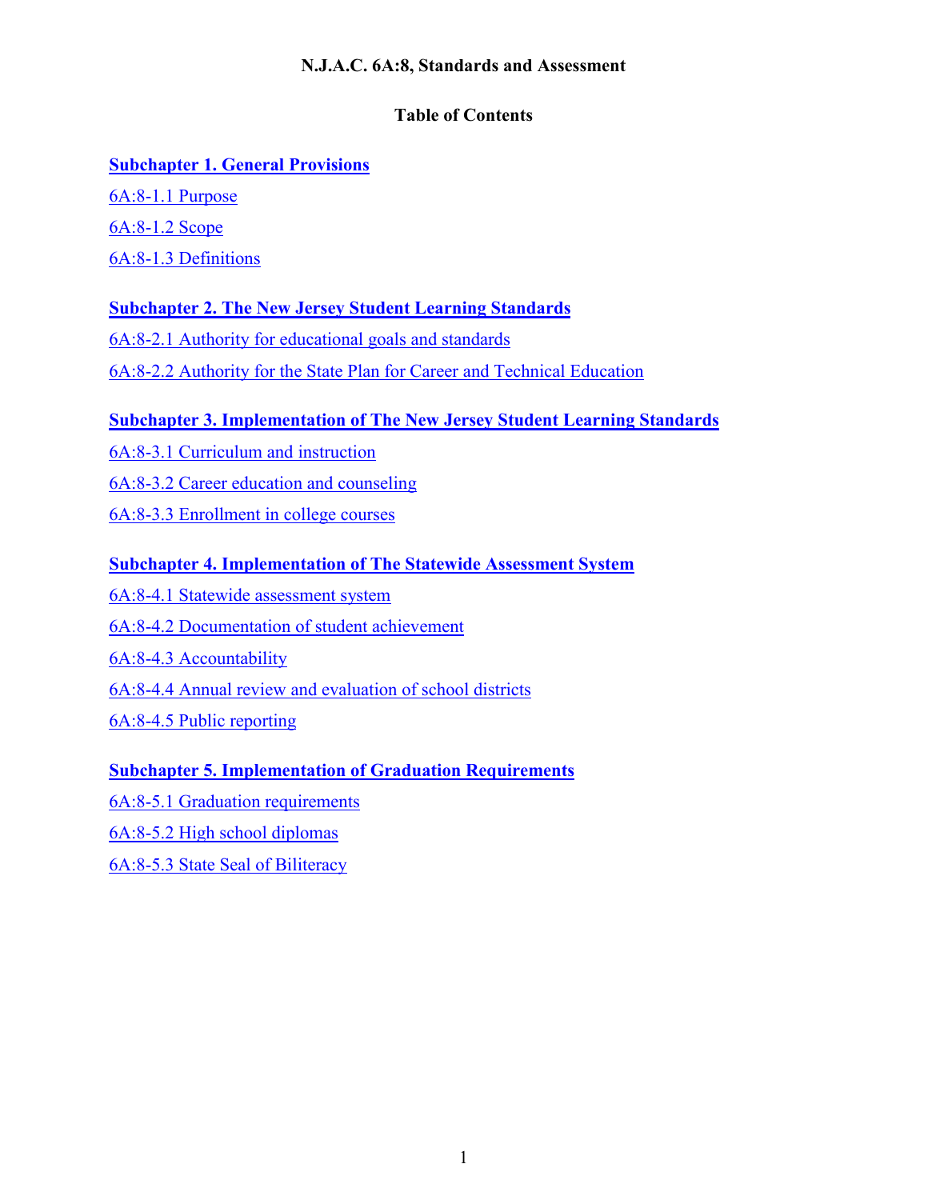# N.J.A.C. 6A:8, Standards and Assessment

## Table of Contents

**Subchapter 1. General Provisions**

6A:8-1.1 Purpose

6A:8-1.2 Scope

6A:8-1.3 Definitions

**Subchapter 2. The New Jersey Student Learning Standards**

6A:8-2.1 Authority for educational goals and standards

6A:8-2.2 Authority for the State Plan for Career and Technical Education

**Subchapter 3. Implementation of The New Jersey Student Learning Standards**

6A:8-3.1 Curriculum and instruction

6A:8-3.2 Career education and counseling

6A:8-3.3 Enrollment in college courses

**Subchapter 4. Implementation of The Statewide Assessment System**

6A:8-4.1 Statewide assessment system

6A:8-4.2 Documentation of student achievement

6A:8-4.3 Accountability

6A:8-4.4 Annual review and evaluation of school districts

6A:8-4.5 Public reporting

**Subchapter 5. Implementation of Graduation Requirements**

6A:8-5.1 Graduation requirements

6A:8-5.2 High school diplomas

6A:8-5.3 State Seal of Biliteracy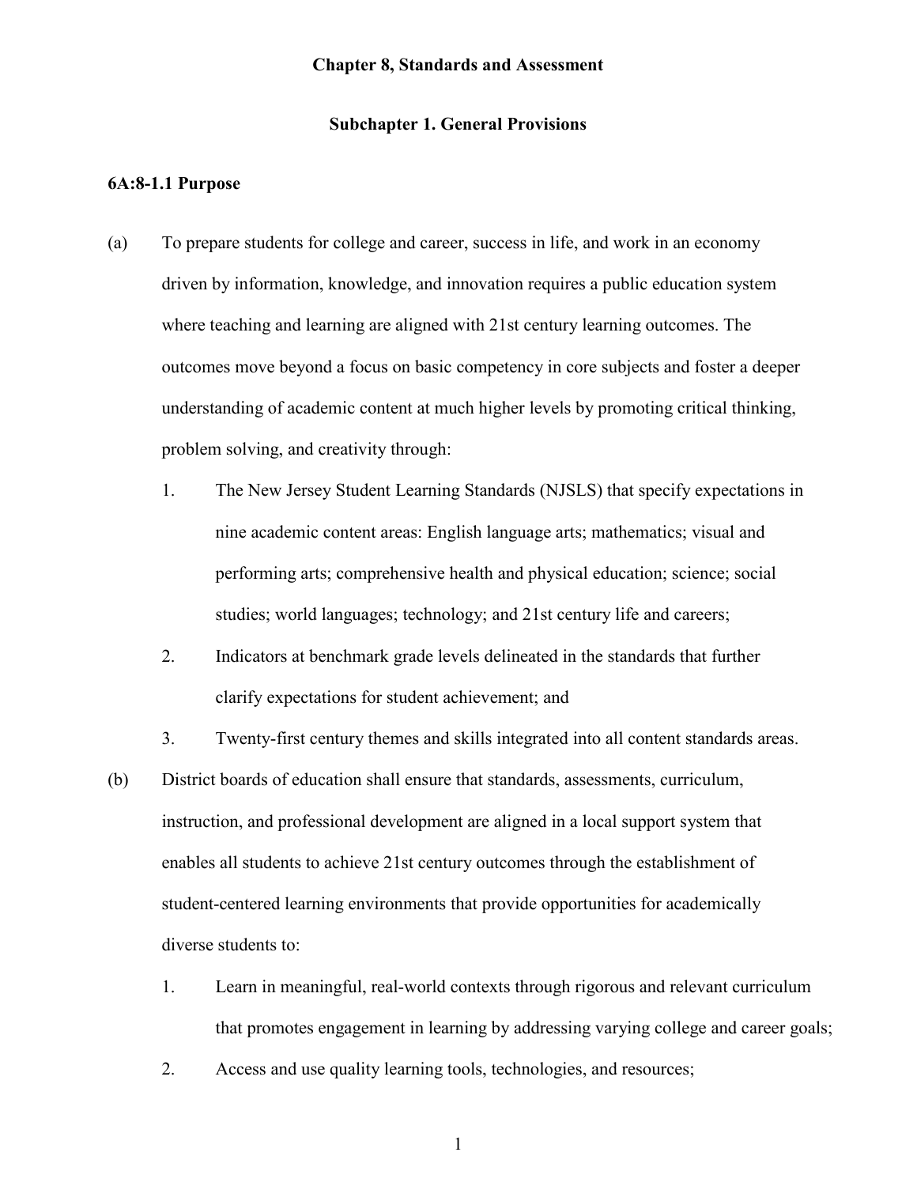## Chapter 8, Standards and Assessment

### Subchapter 1. General Provisions

**6A:8-1.1 Purpose**

(a) To prepare students for college and career, success in life, and work in an economy driven by information, knowledge, and innovation requires a public education system where teaching and learning are aligned with 21st century learning outcomes. The outcomes move beyond a focus on basic competency in core subjects and foster a deeper understanding of academic content at much higher levels by promoting critical thinking, problem solving, and creativity through:

   1. The New Jersey Student Learning Standards (NJSLS) that specify expectations in nine academic content areas: English language arts; mathematics; visual and performing arts; comprehensive health and physical education; science; social studies; world languages; technology; and 21st century life and careers;
   2. Indicators at benchmark grade levels delineated in the standards that further clarify expectations for student achievement; and
   3. Twenty-first century themes and skills integrated into all content standards areas.

(b) District boards of education shall ensure that standards, assessments, curriculum, instruction, and professional development are aligned in a local support system that enables all students to achieve 21st century outcomes through the establishment of student-centered learning environments that provide opportunities for academically diverse students to:

   1. Learn in meaningful, real-world contexts through rigorous and relevant curriculum that promotes engagement in learning by addressing varying college and career goals;
   2. Access and use quality learning tools, technologies, and resources;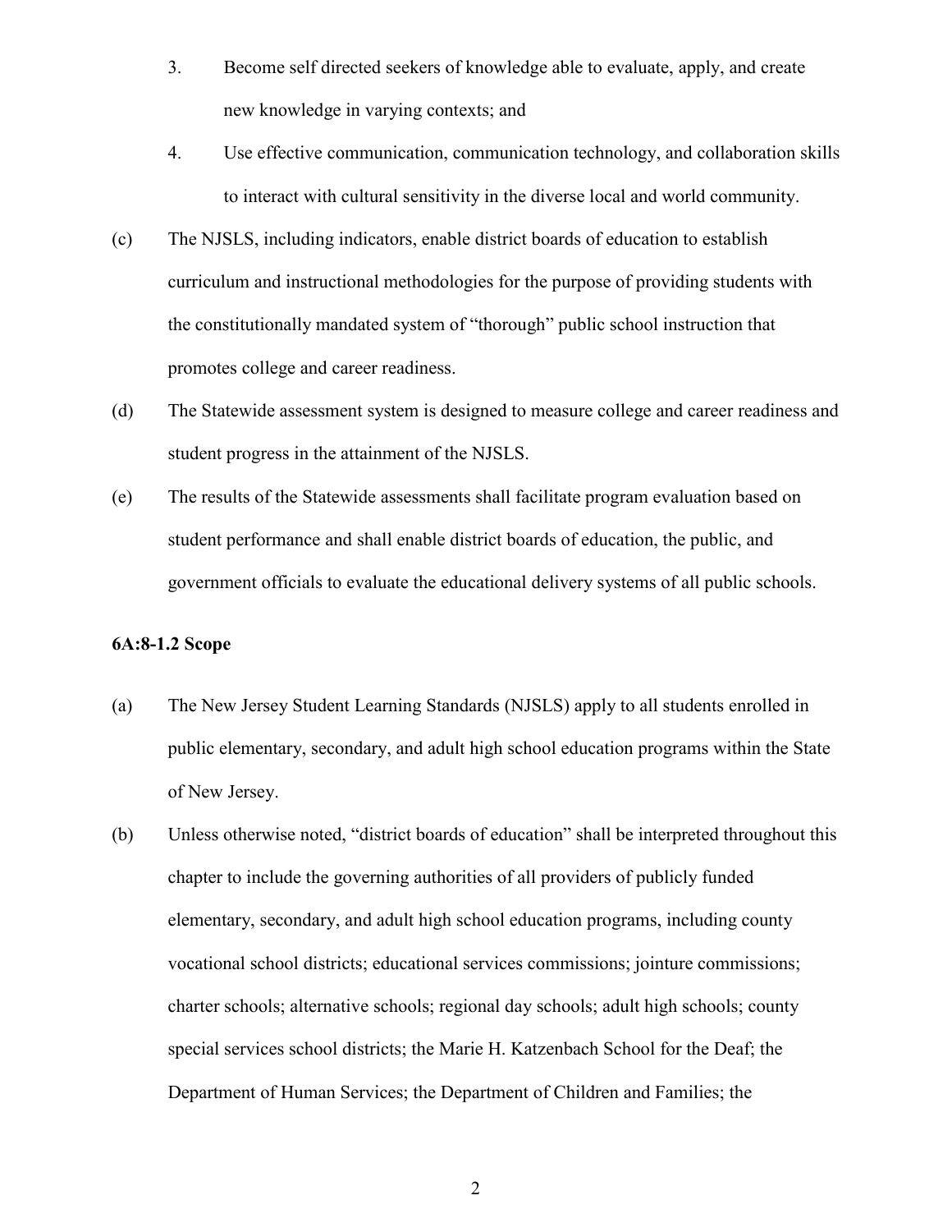3. Become self directed seekers of knowledge able to evaluate, apply, and create new knowledge in varying contexts; and
4. Use effective communication, communication technology, and collaboration skills to interact with cultural sensitivity in the diverse local and world community.

(c) The NJSLS, including indicators, enable district boards of education to establish curriculum and instructional methodologies for the purpose of providing students with the constitutionally mandated system of "thorough" public school instruction that promotes college and career readiness.

(d) The Statewide assessment system is designed to measure college and career readiness and student progress in the attainment of the NJSLS.

(e) The results of the Statewide assessments shall facilitate program evaluation based on student performance and shall enable district boards of education, the public, and government officials to evaluate the educational delivery systems of all public schools.

**6A:8-1.2 Scope**

(a) The New Jersey Student Learning Standards (NJSLS) apply to all students enrolled in public elementary, secondary, and adult high school education programs within the State of New Jersey.

(b) Unless otherwise noted, "district boards of education" shall be interpreted throughout this chapter to include the governing authorities of all providers of publicly funded elementary, secondary, and adult high school education programs, including county vocational school districts; educational services commissions; jointure commissions; charter schools; alternative schools; regional day schools; adult high schools; county special services school districts; the Marie H. Katzenbach School for the Deaf; the Department of Human Services; the Department of Children and Families; the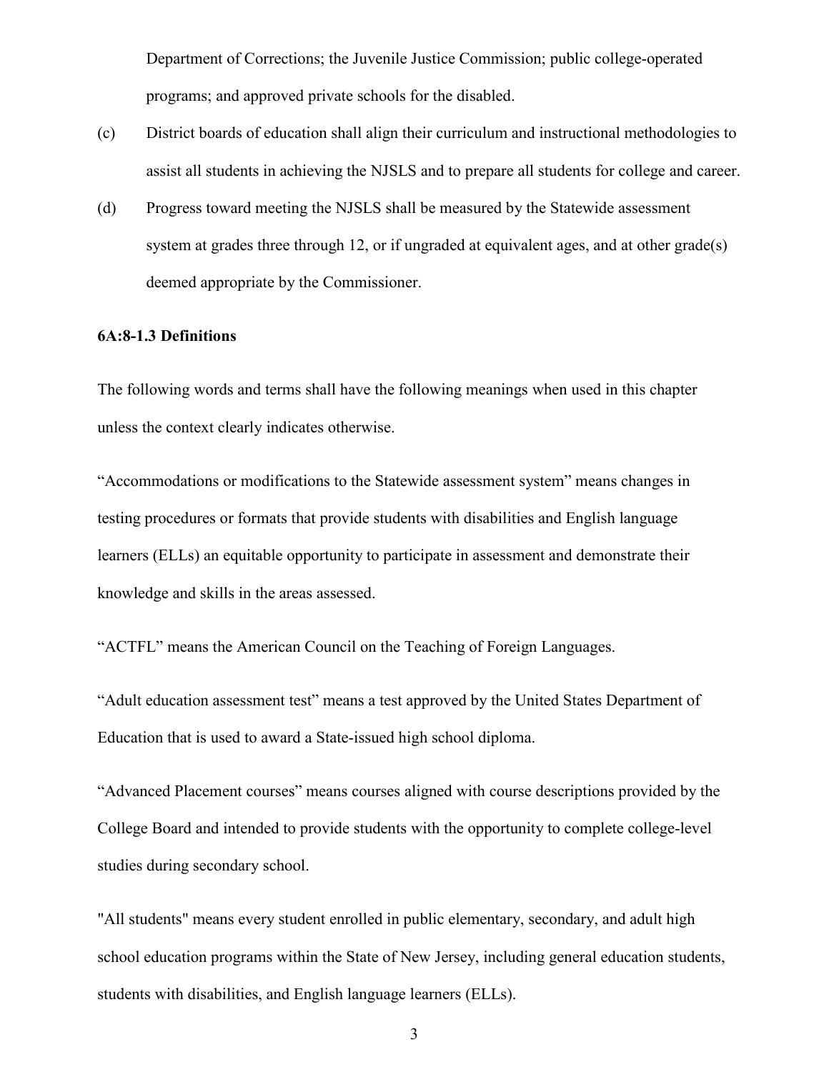Department of Corrections; the Juvenile Justice Commission; public college-operated programs; and approved private schools for the disabled.

(c) District boards of education shall align their curriculum and instructional methodologies to assist all students in achieving the NJSLS and to prepare all students for college and career.

(d) Progress toward meeting the NJSLS shall be measured by the Statewide assessment system at grades three through 12, or if ungraded at equivalent ages, and at other grade(s) deemed appropriate by the Commissioner.

**6A:8-1.3 Definitions**

The following words and terms shall have the following meanings when used in this chapter unless the context clearly indicates otherwise.

"Accommodations or modifications to the Statewide assessment system" means changes in testing procedures or formats that provide students with disabilities and English language learners (ELLs) an equitable opportunity to participate in assessment and demonstrate their knowledge and skills in the areas assessed.

"ACTFL" means the American Council on the Teaching of Foreign Languages.

"Adult education assessment test" means a test approved by the United States Department of Education that is used to award a State-issued high school diploma.

"Advanced Placement courses" means courses aligned with course descriptions provided by the College Board and intended to provide students with the opportunity to complete college-level studies during secondary school.

"All students" means every student enrolled in public elementary, secondary, and adult high school education programs within the State of New Jersey, including general education students, students with disabilities, and English language learners (ELLs).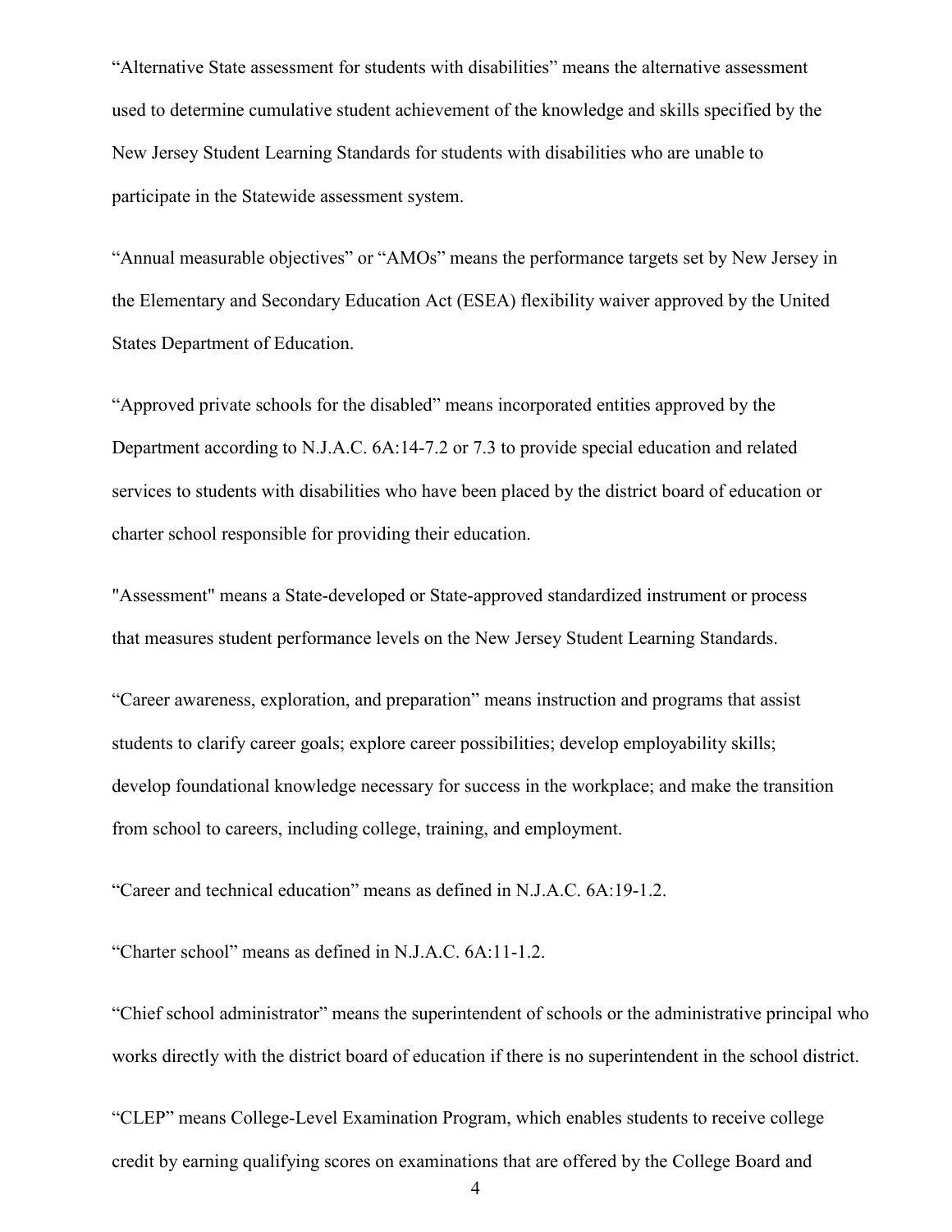“Alternative State assessment for students with disabilities” means the alternative assessment used to determine cumulative student achievement of the knowledge and skills specified by the New Jersey Student Learning Standards for students with disabilities who are unable to participate in the Statewide assessment system.

“Annual measurable objectives” or “AMOs” means the performance targets set by New Jersey in the Elementary and Secondary Education Act (ESEA) flexibility waiver approved by the United States Department of Education.

“Approved private schools for the disabled” means incorporated entities approved by the Department according to N.J.A.C. 6A:14-7.2 or 7.3 to provide special education and related services to students with disabilities who have been placed by the district board of education or charter school responsible for providing their education.

"Assessment" means a State-developed or State-approved standardized instrument or process that measures student performance levels on the New Jersey Student Learning Standards.

“Career awareness, exploration, and preparation” means instruction and programs that assist students to clarify career goals; explore career possibilities; develop employability skills; develop foundational knowledge necessary for success in the workplace; and make the transition from school to careers, including college, training, and employment.

“Career and technical education” means as defined in N.J.A.C. 6A:19-1.2.

“Charter school” means as defined in N.J.A.C. 6A:11-1.2.

“Chief school administrator” means the superintendent of schools or the administrative principal who works directly with the district board of education if there is no superintendent in the school district.

“CLEP” means College-Level Examination Program, which enables students to receive college credit by earning qualifying scores on examinations that are offered by the College Board and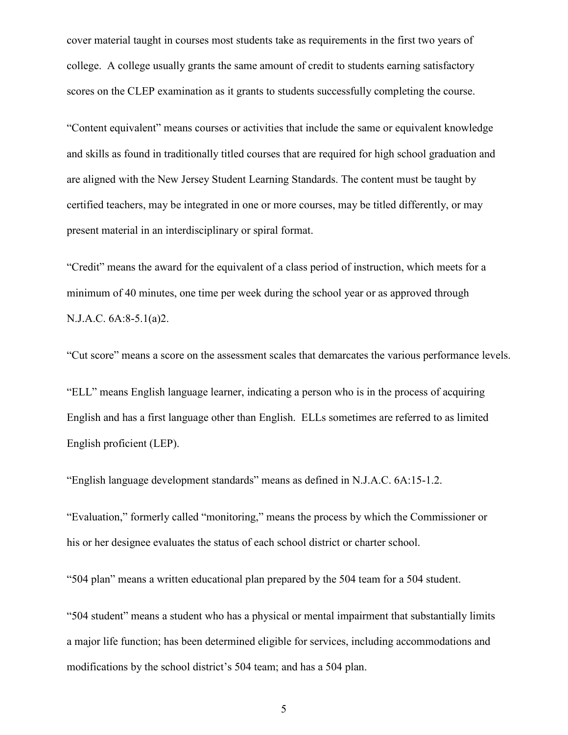cover material taught in courses most students take as requirements in the first two years of college. A college usually grants the same amount of credit to students earning satisfactory scores on the CLEP examination as it grants to students successfully completing the course.

"Content equivalent" means courses or activities that include the same or equivalent knowledge and skills as found in traditionally titled courses that are required for high school graduation and are aligned with the New Jersey Student Learning Standards. The content must be taught by certified teachers, may be integrated in one or more courses, may be titled differently, or may present material in an interdisciplinary or spiral format.

"Credit" means the award for the equivalent of a class period of instruction, which meets for a minimum of 40 minutes, one time per week during the school year or as approved through N.J.A.C. 6A:8-5.1(a)2.

"Cut score" means a score on the assessment scales that demarcates the various performance levels.

"ELL" means English language learner, indicating a person who is in the process of acquiring English and has a first language other than English. ELLs sometimes are referred to as limited English proficient (LEP).

"English language development standards" means as defined in N.J.A.C. 6A:15-1.2.

"Evaluation," formerly called "monitoring," means the process by which the Commissioner or his or her designee evaluates the status of each school district or charter school.

"504 plan" means a written educational plan prepared by the 504 team for a 504 student.

"504 student" means a student who has a physical or mental impairment that substantially limits a major life function; has been determined eligible for services, including accommodations and modifications by the school district's 504 team; and has a 504 plan.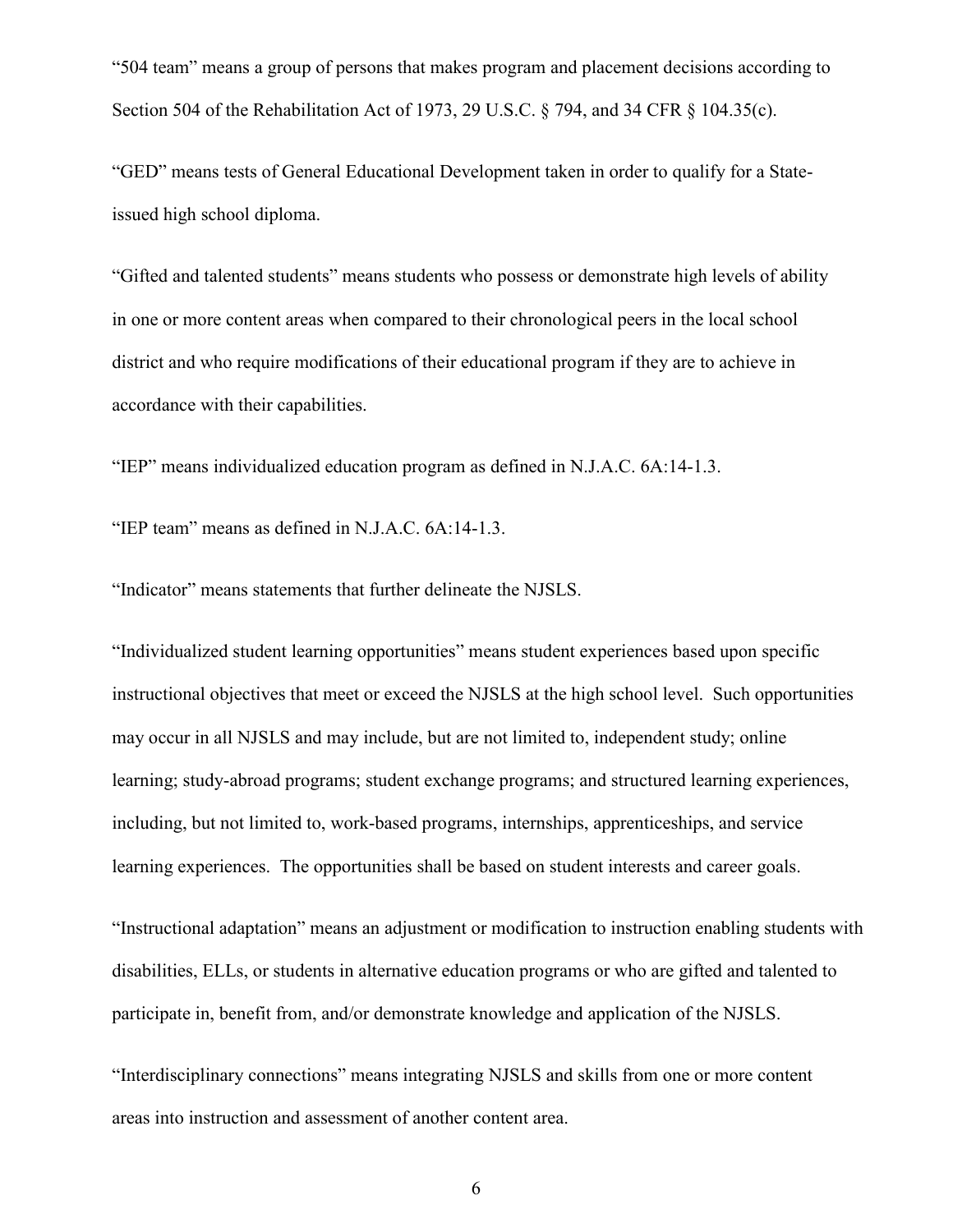"504 team" means a group of persons that makes program and placement decisions according to Section 504 of the Rehabilitation Act of 1973, 29 U.S.C. § 794, and 34 CFR § 104.35(c).

"GED" means tests of General Educational Development taken in order to qualify for a State-issued high school diploma.

"Gifted and talented students" means students who possess or demonstrate high levels of ability in one or more content areas when compared to their chronological peers in the local school district and who require modifications of their educational program if they are to achieve in accordance with their capabilities.

"IEP" means individualized education program as defined in N.J.A.C. 6A:14-1.3.

"IEP team" means as defined in N.J.A.C. 6A:14-1.3.

"Indicator" means statements that further delineate the NJSLS.

"Individualized student learning opportunities" means student experiences based upon specific instructional objectives that meet or exceed the NJSLS at the high school level. Such opportunities may occur in all NJSLS and may include, but are not limited to, independent study; online learning; study-abroad programs; student exchange programs; and structured learning experiences, including, but not limited to, work-based programs, internships, apprenticeships, and service learning experiences. The opportunities shall be based on student interests and career goals.

"Instructional adaptation" means an adjustment or modification to instruction enabling students with disabilities, ELLs, or students in alternative education programs or who are gifted and talented to participate in, benefit from, and/or demonstrate knowledge and application of the NJSLS.

"Interdisciplinary connections" means integrating NJSLS and skills from one or more content areas into instruction and assessment of another content area.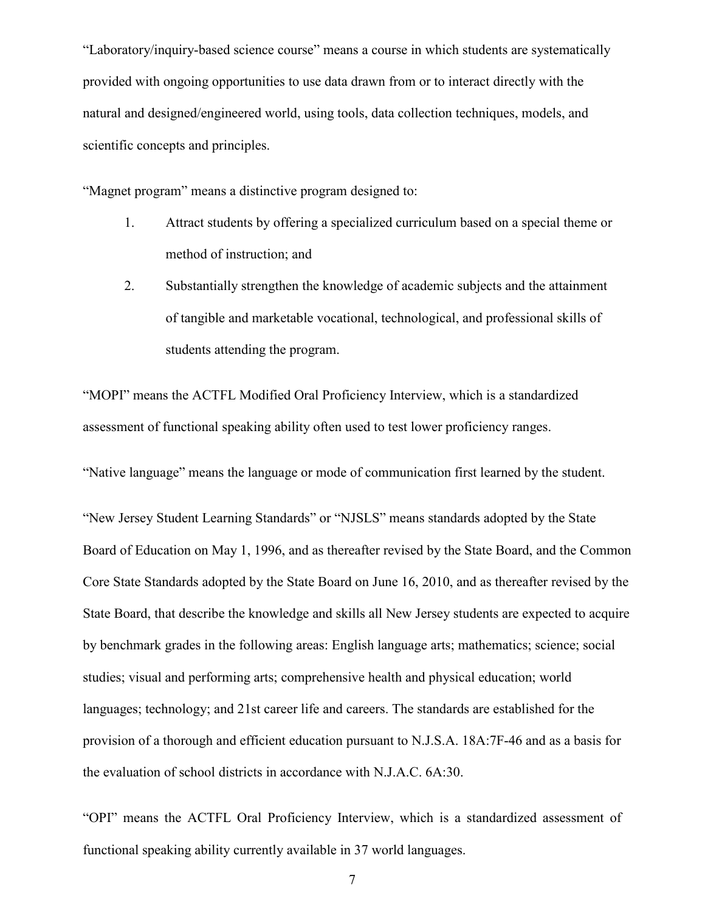"Laboratory/inquiry-based science course" means a course in which students are systematically provided with ongoing opportunities to use data drawn from or to interact directly with the natural and designed/engineered world, using tools, data collection techniques, models, and scientific concepts and principles.

"Magnet program" means a distinctive program designed to:

1. Attract students by offering a specialized curriculum based on a special theme or method of instruction; and
2. Substantially strengthen the knowledge of academic subjects and the attainment of tangible and marketable vocational, technological, and professional skills of students attending the program.

"MOPI" means the ACTFL Modified Oral Proficiency Interview, which is a standardized assessment of functional speaking ability often used to test lower proficiency ranges.

"Native language" means the language or mode of communication first learned by the student.

"New Jersey Student Learning Standards" or "NJSLS" means standards adopted by the State Board of Education on May 1, 1996, and as thereafter revised by the State Board, and the Common Core State Standards adopted by the State Board on June 16, 2010, and as thereafter revised by the State Board, that describe the knowledge and skills all New Jersey students are expected to acquire by benchmark grades in the following areas: English language arts; mathematics; science; social studies; visual and performing arts; comprehensive health and physical education; world languages; technology; and 21st career life and careers. The standards are established for the provision of a thorough and efficient education pursuant to N.J.S.A. 18A:7F-46 and as a basis for the evaluation of school districts in accordance with N.J.A.C. 6A:30.

"OPI" means the ACTFL Oral Proficiency Interview, which is a standardized assessment of functional speaking ability currently available in 37 world languages.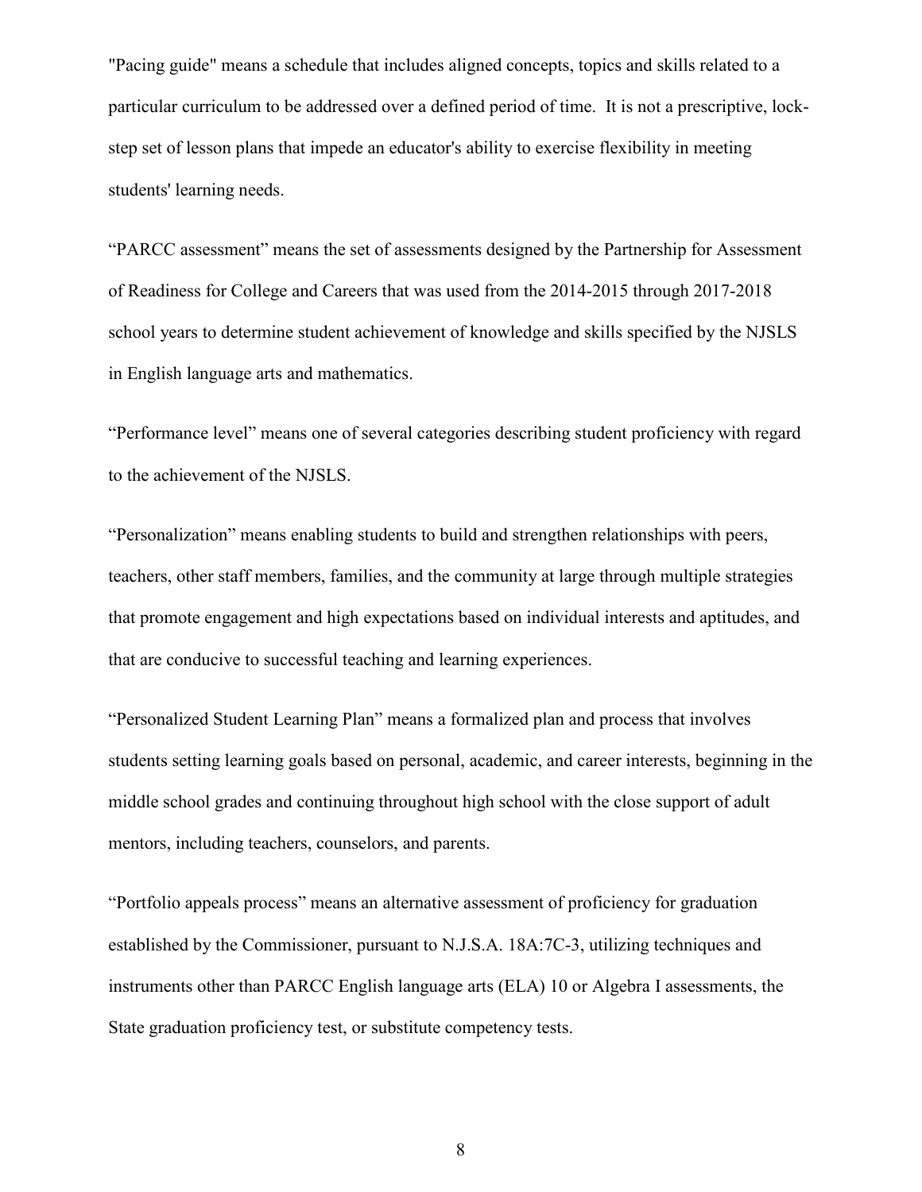"Pacing guide" means a schedule that includes aligned concepts, topics and skills related to a particular curriculum to be addressed over a defined period of time. It is not a prescriptive, lock-step set of lesson plans that impede an educator's ability to exercise flexibility in meeting students' learning needs.

“PARCC assessment” means the set of assessments designed by the Partnership for Assessment of Readiness for College and Careers that was used from the 2014-2015 through 2017-2018 school years to determine student achievement of knowledge and skills specified by the NJSLS in English language arts and mathematics.

“Performance level” means one of several categories describing student proficiency with regard to the achievement of the NJSLS.

“Personalization” means enabling students to build and strengthen relationships with peers, teachers, other staff members, families, and the community at large through multiple strategies that promote engagement and high expectations based on individual interests and aptitudes, and that are conducive to successful teaching and learning experiences.

“Personalized Student Learning Plan” means a formalized plan and process that involves students setting learning goals based on personal, academic, and career interests, beginning in the middle school grades and continuing throughout high school with the close support of adult mentors, including teachers, counselors, and parents.

“Portfolio appeals process” means an alternative assessment of proficiency for graduation established by the Commissioner, pursuant to N.J.S.A. 18A:7C-3, utilizing techniques and instruments other than PARCC English language arts (ELA) 10 or Algebra I assessments, the State graduation proficiency test, or substitute competency tests.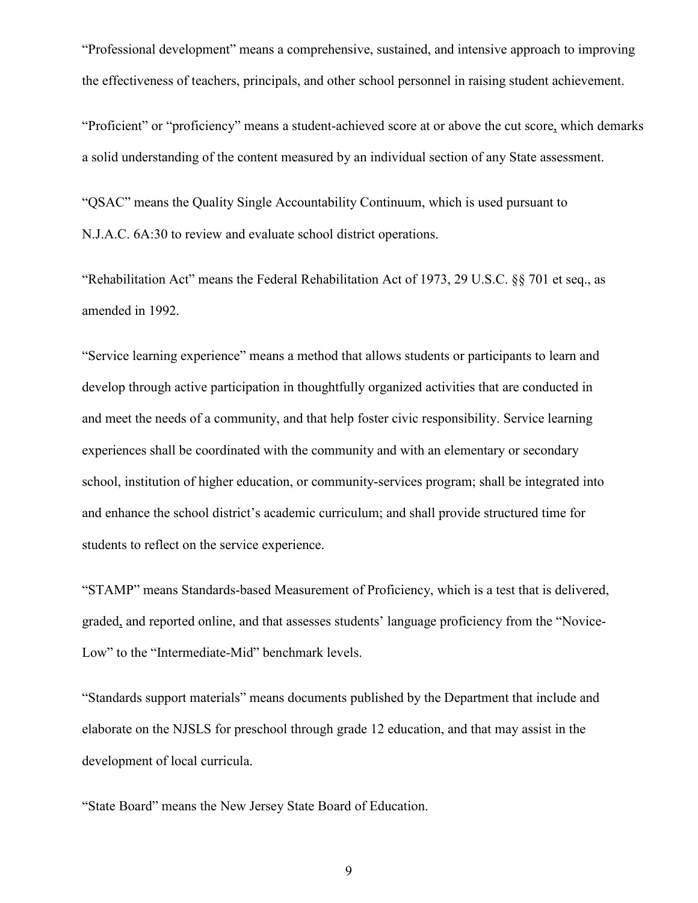"Professional development" means a comprehensive, sustained, and intensive approach to improving the effectiveness of teachers, principals, and other school personnel in raising student achievement.

"Proficient" or "proficiency" means a student-achieved score at or above the cut score, which demarks a solid understanding of the content measured by an individual section of any State assessment.

"QSAC" means the Quality Single Accountability Continuum, which is used pursuant to N.J.A.C. 6A:30 to review and evaluate school district operations.

"Rehabilitation Act" means the Federal Rehabilitation Act of 1973, 29 U.S.C. §§ 701 et seq., as amended in 1992.

"Service learning experience" means a method that allows students or participants to learn and develop through active participation in thoughtfully organized activities that are conducted in and meet the needs of a community, and that help foster civic responsibility. Service learning experiences shall be coordinated with the community and with an elementary or secondary school, institution of higher education, or community-services program; shall be integrated into and enhance the school district's academic curriculum; and shall provide structured time for students to reflect on the service experience.

"STAMP" means Standards-based Measurement of Proficiency, which is a test that is delivered, graded, and reported online, and that assesses students' language proficiency from the "Novice-Low" to the "Intermediate-Mid" benchmark levels.

"Standards support materials" means documents published by the Department that include and elaborate on the NJSLS for preschool through grade 12 education, and that may assist in the development of local curricula.

"State Board" means the New Jersey State Board of Education.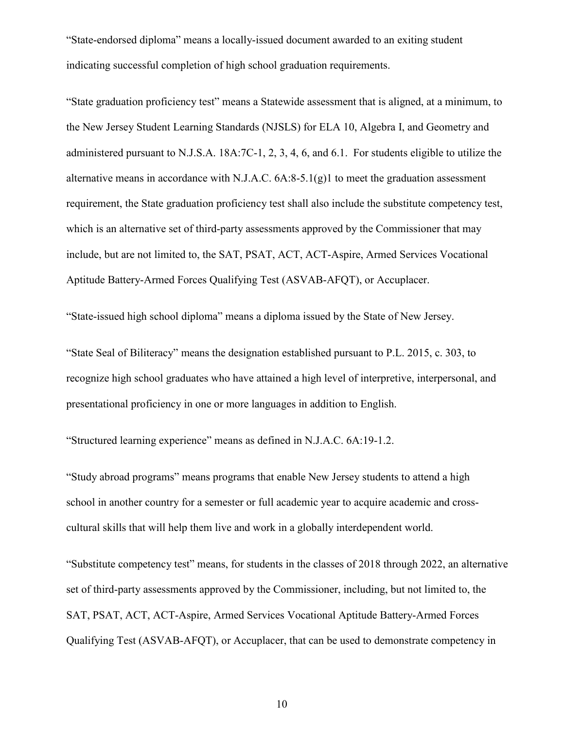“State-endorsed diploma” means a locally-issued document awarded to an exiting student indicating successful completion of high school graduation requirements.

“State graduation proficiency test” means a Statewide assessment that is aligned, at a minimum, to the New Jersey Student Learning Standards (NJSLS) for ELA 10, Algebra I, and Geometry and administered pursuant to N.J.S.A. 18A:7C-1, 2, 3, 4, 6, and 6.1. For students eligible to utilize the alternative means in accordance with N.J.A.C. 6A:8-5.1(g)1 to meet the graduation assessment requirement, the State graduation proficiency test shall also include the substitute competency test, which is an alternative set of third-party assessments approved by the Commissioner that may include, but are not limited to, the SAT, PSAT, ACT, ACT-Aspire, Armed Services Vocational Aptitude Battery-Armed Forces Qualifying Test (ASVAB-AFQT), or Accuplacer.

“State-issued high school diploma” means a diploma issued by the State of New Jersey.

“State Seal of Biliteracy” means the designation established pursuant to P.L. 2015, c. 303, to recognize high school graduates who have attained a high level of interpretive, interpersonal, and presentational proficiency in one or more languages in addition to English.

“Structured learning experience” means as defined in N.J.A.C. 6A:19-1.2.

“Study abroad programs” means programs that enable New Jersey students to attend a high school in another country for a semester or full academic year to acquire academic and cross-cultural skills that will help them live and work in a globally interdependent world.

“Substitute competency test” means, for students in the classes of 2018 through 2022, an alternative set of third-party assessments approved by the Commissioner, including, but not limited to, the SAT, PSAT, ACT, ACT-Aspire, Armed Services Vocational Aptitude Battery-Armed Forces Qualifying Test (ASVAB-AFQT), or Accuplacer, that can be used to demonstrate competency in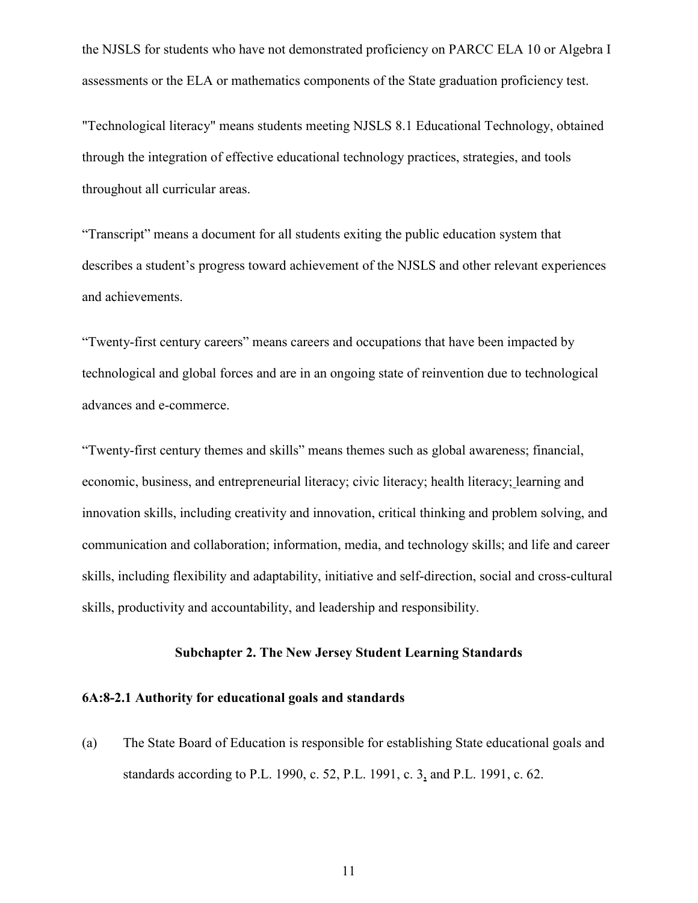the NJSLS for students who have not demonstrated proficiency on PARCC ELA 10 or Algebra I assessments or the ELA or mathematics components of the State graduation proficiency test.

"Technological literacy" means students meeting NJSLS 8.1 Educational Technology, obtained through the integration of effective educational technology practices, strategies, and tools throughout all curricular areas.

"Transcript" means a document for all students exiting the public education system that describes a student's progress toward achievement of the NJSLS and other relevant experiences and achievements.

"Twenty-first century careers" means careers and occupations that have been impacted by technological and global forces and are in an ongoing state of reinvention due to technological advances and e-commerce.

"Twenty-first century themes and skills" means themes such as global awareness; financial, economic, business, and entrepreneurial literacy; civic literacy; health literacy; learning and innovation skills, including creativity and innovation, critical thinking and problem solving, and communication and collaboration; information, media, and technology skills; and life and career skills, including flexibility and adaptability, initiative and self-direction, social and cross-cultural skills, productivity and accountability, and leadership and responsibility.

## Subchapter 2. The New Jersey Student Learning Standards

### 6A:8-2.1 Authority for educational goals and standards

(a) The State Board of Education is responsible for establishing State educational goals and standards according to P.L. 1990, c. 52, P.L. 1991, c. 3, and P.L. 1991, c. 62.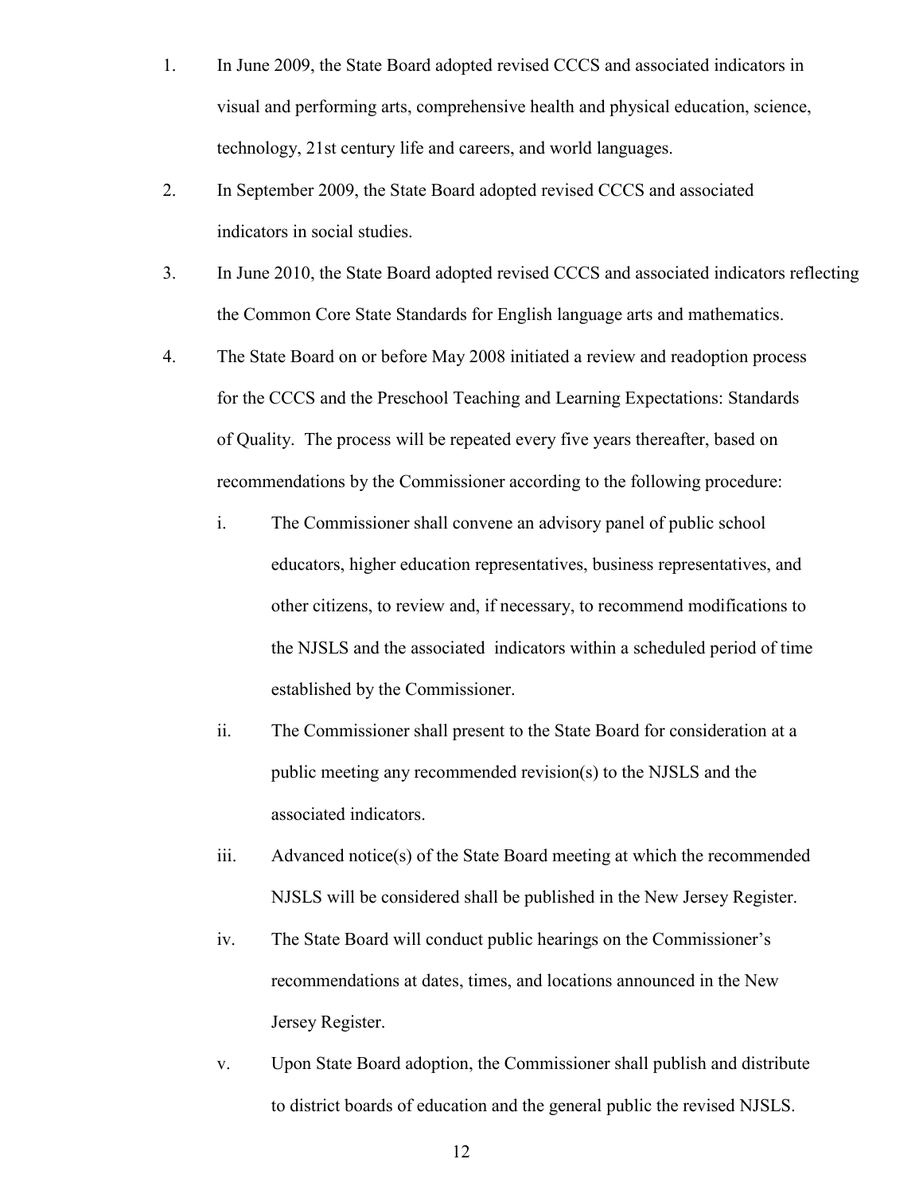1. In June 2009, the State Board adopted revised CCCS and associated indicators in visual and performing arts, comprehensive health and physical education, science, technology, 21st century life and careers, and world languages.
2. In September 2009, the State Board adopted revised CCCS and associated indicators in social studies.
3. In June 2010, the State Board adopted revised CCCS and associated indicators reflecting the Common Core State Standards for English language arts and mathematics.
4. The State Board on or before May 2008 initiated a review and readoption process for the CCCS and the Preschool Teaching and Learning Expectations: Standards of Quality. The process will be repeated every five years thereafter, based on recommendations by the Commissioner according to the following procedure:
   i. The Commissioner shall convene an advisory panel of public school educators, higher education representatives, business representatives, and other citizens, to review and, if necessary, to recommend modifications to the NJSLS and the associated indicators within a scheduled period of time established by the Commissioner.
   ii. The Commissioner shall present to the State Board for consideration at a public meeting any recommended revision(s) to the NJSLS and the associated indicators.
   iii. Advanced notice(s) of the State Board meeting at which the recommended NJSLS will be considered shall be published in the New Jersey Register.
   iv. The State Board will conduct public hearings on the Commissioner's recommendations at dates, times, and locations announced in the New Jersey Register.
   v. Upon State Board adoption, the Commissioner shall publish and distribute to district boards of education and the general public the revised NJSLS.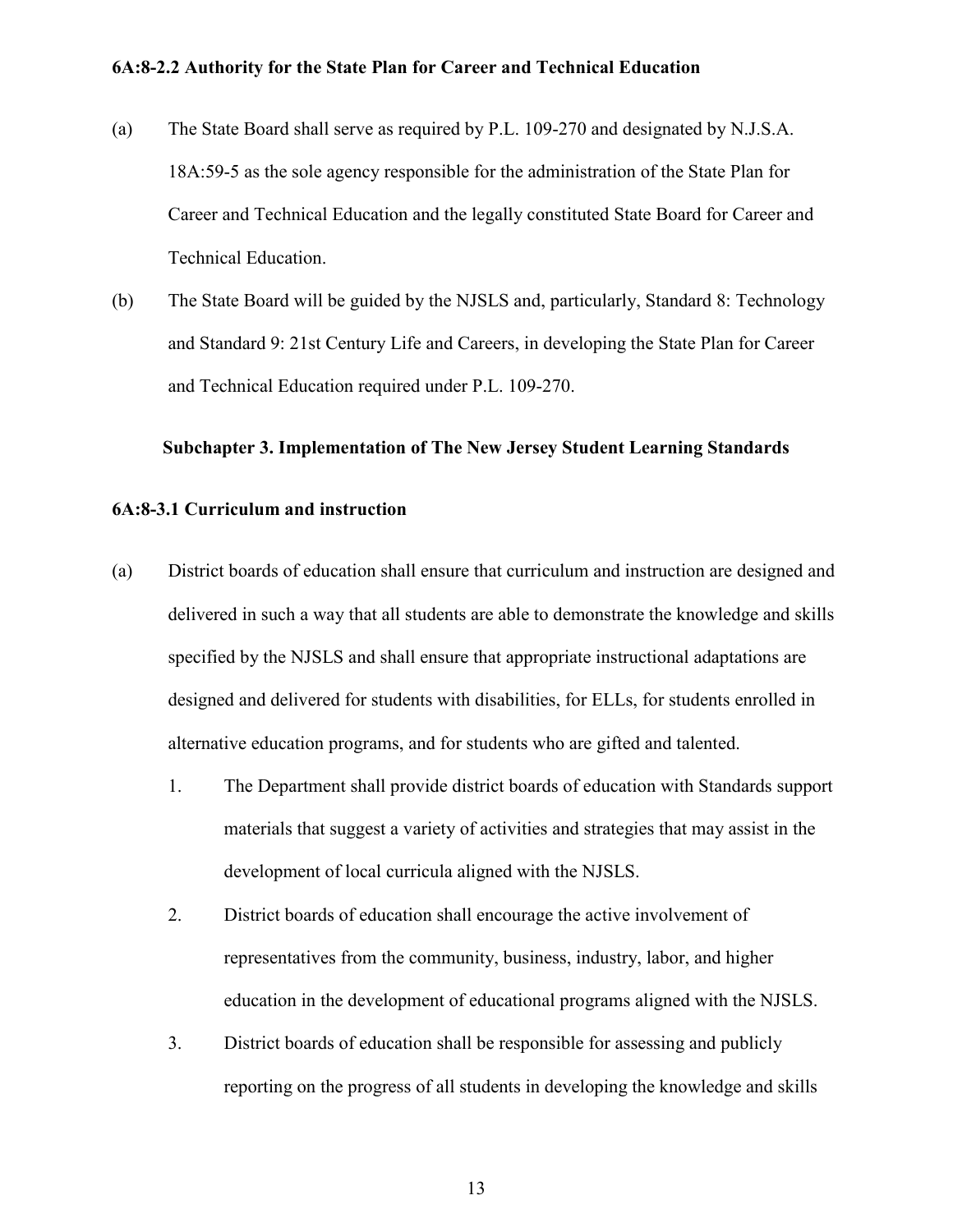**6A:8-2.2 Authority for the State Plan for Career and Technical Education**

(a) The State Board shall serve as required by P.L. 109-270 and designated by N.J.S.A. 18A:59-5 as the sole agency responsible for the administration of the State Plan for Career and Technical Education and the legally constituted State Board for Career and Technical Education.

(b) The State Board will be guided by the NJSLS and, particularly, Standard 8: Technology and Standard 9: 21st Century Life and Careers, in developing the State Plan for Career and Technical Education required under P.L. 109-270.

## Subchapter 3. Implementation of The New Jersey Student Learning Standards

**6A:8-3.1 Curriculum and instruction**

(a) District boards of education shall ensure that curriculum and instruction are designed and delivered in such a way that all students are able to demonstrate the knowledge and skills specified by the NJSLS and shall ensure that appropriate instructional adaptations are designed and delivered for students with disabilities, for ELLs, for students enrolled in alternative education programs, and for students who are gifted and talented.

1. The Department shall provide district boards of education with Standards support materials that suggest a variety of activities and strategies that may assist in the development of local curricula aligned with the NJSLS.

2. District boards of education shall encourage the active involvement of representatives from the community, business, industry, labor, and higher education in the development of educational programs aligned with the NJSLS.

3. District boards of education shall be responsible for assessing and publicly reporting on the progress of all students in developing the knowledge and skills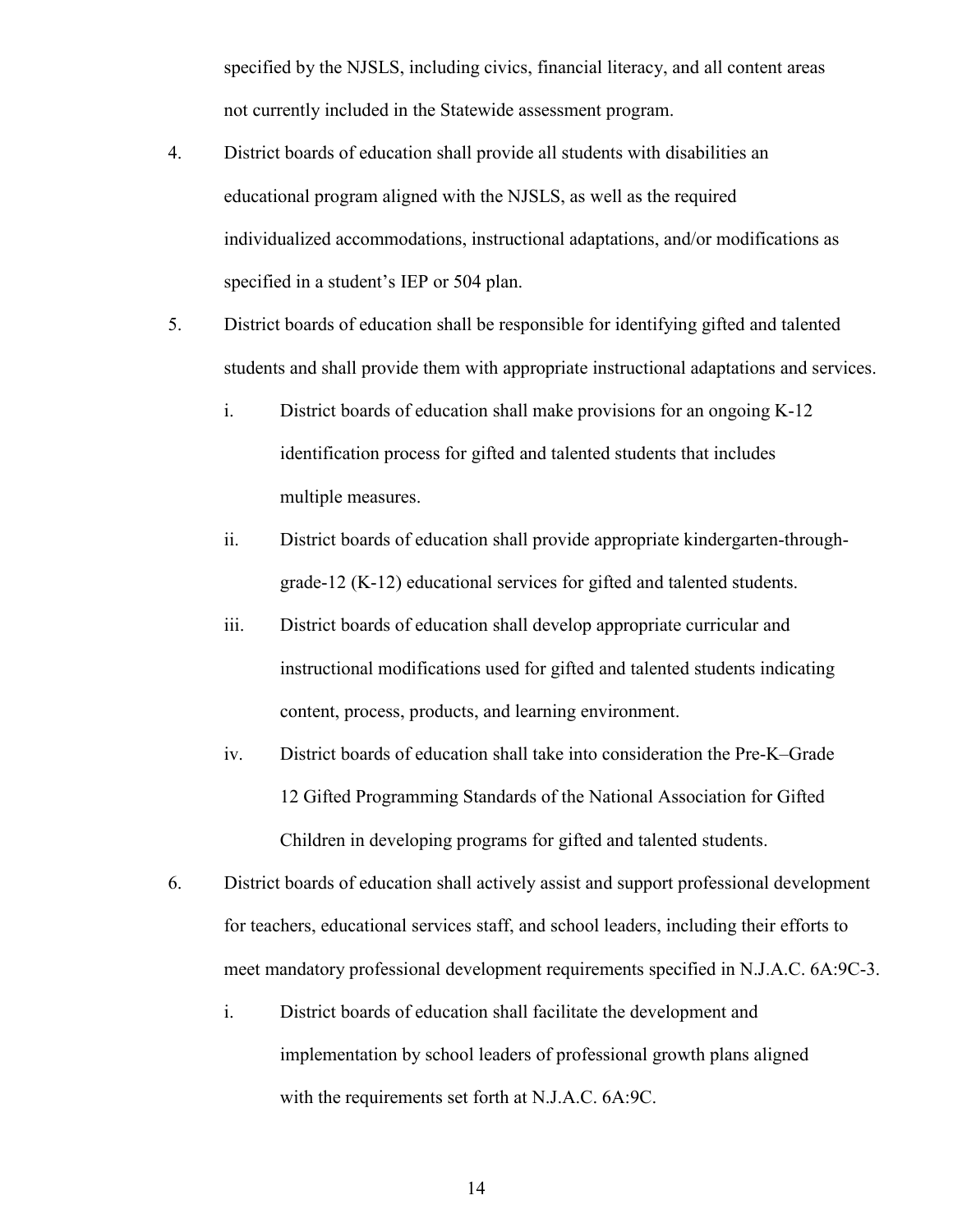specified by the NJSLS, including civics, financial literacy, and all content areas not currently included in the Statewide assessment program.

4. District boards of education shall provide all students with disabilities an educational program aligned with the NJSLS, as well as the required individualized accommodations, instructional adaptations, and/or modifications as specified in a student's IEP or 504 plan.

5. District boards of education shall be responsible for identifying gifted and talented students and shall provide them with appropriate instructional adaptations and services.

   i. District boards of education shall make provisions for an ongoing K-12 identification process for gifted and talented students that includes multiple measures.

   ii. District boards of education shall provide appropriate kindergarten-through-grade-12 (K-12) educational services for gifted and talented students.

   iii. District boards of education shall develop appropriate curricular and instructional modifications used for gifted and talented students indicating content, process, products, and learning environment.

   iv. District boards of education shall take into consideration the Pre-K–Grade 12 Gifted Programming Standards of the National Association for Gifted Children in developing programs for gifted and talented students.

6. District boards of education shall actively assist and support professional development for teachers, educational services staff, and school leaders, including their efforts to meet mandatory professional development requirements specified in N.J.A.C. 6A:9C-3.

   i. District boards of education shall facilitate the development and implementation by school leaders of professional growth plans aligned with the requirements set forth at N.J.A.C. 6A:9C.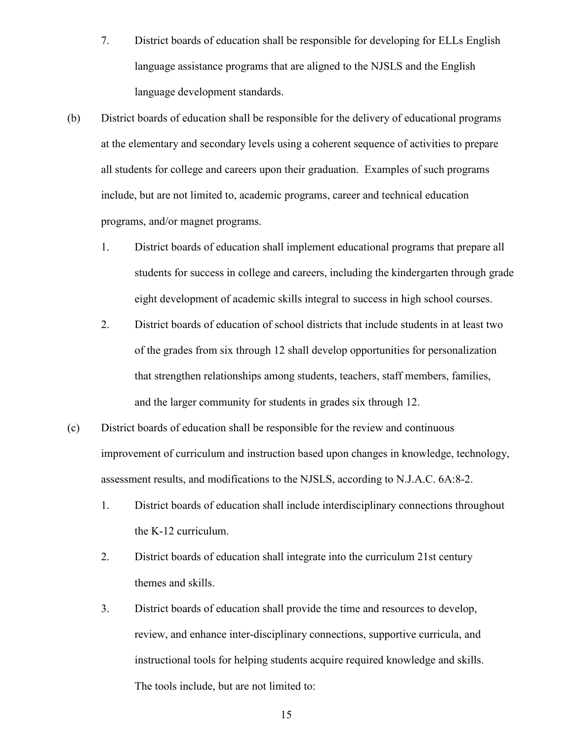7. District boards of education shall be responsible for developing for ELLs English language assistance programs that are aligned to the NJSLS and the English language development standards.

(b) District boards of education shall be responsible for the delivery of educational programs at the elementary and secondary levels using a coherent sequence of activities to prepare all students for college and careers upon their graduation. Examples of such programs include, but are not limited to, academic programs, career and technical education programs, and/or magnet programs.

1. District boards of education shall implement educational programs that prepare all students for success in college and careers, including the kindergarten through grade eight development of academic skills integral to success in high school courses.

2. District boards of education of school districts that include students in at least two of the grades from six through 12 shall develop opportunities for personalization that strengthen relationships among students, teachers, staff members, families, and the larger community for students in grades six through 12.

(c) District boards of education shall be responsible for the review and continuous improvement of curriculum and instruction based upon changes in knowledge, technology, assessment results, and modifications to the NJSLS, according to N.J.A.C. 6A:8-2.

1. District boards of education shall include interdisciplinary connections throughout the K-12 curriculum.

2. District boards of education shall integrate into the curriculum 21st century themes and skills.

3. District boards of education shall provide the time and resources to develop, review, and enhance inter-disciplinary connections, supportive curricula, and instructional tools for helping students acquire required knowledge and skills. The tools include, but are not limited to: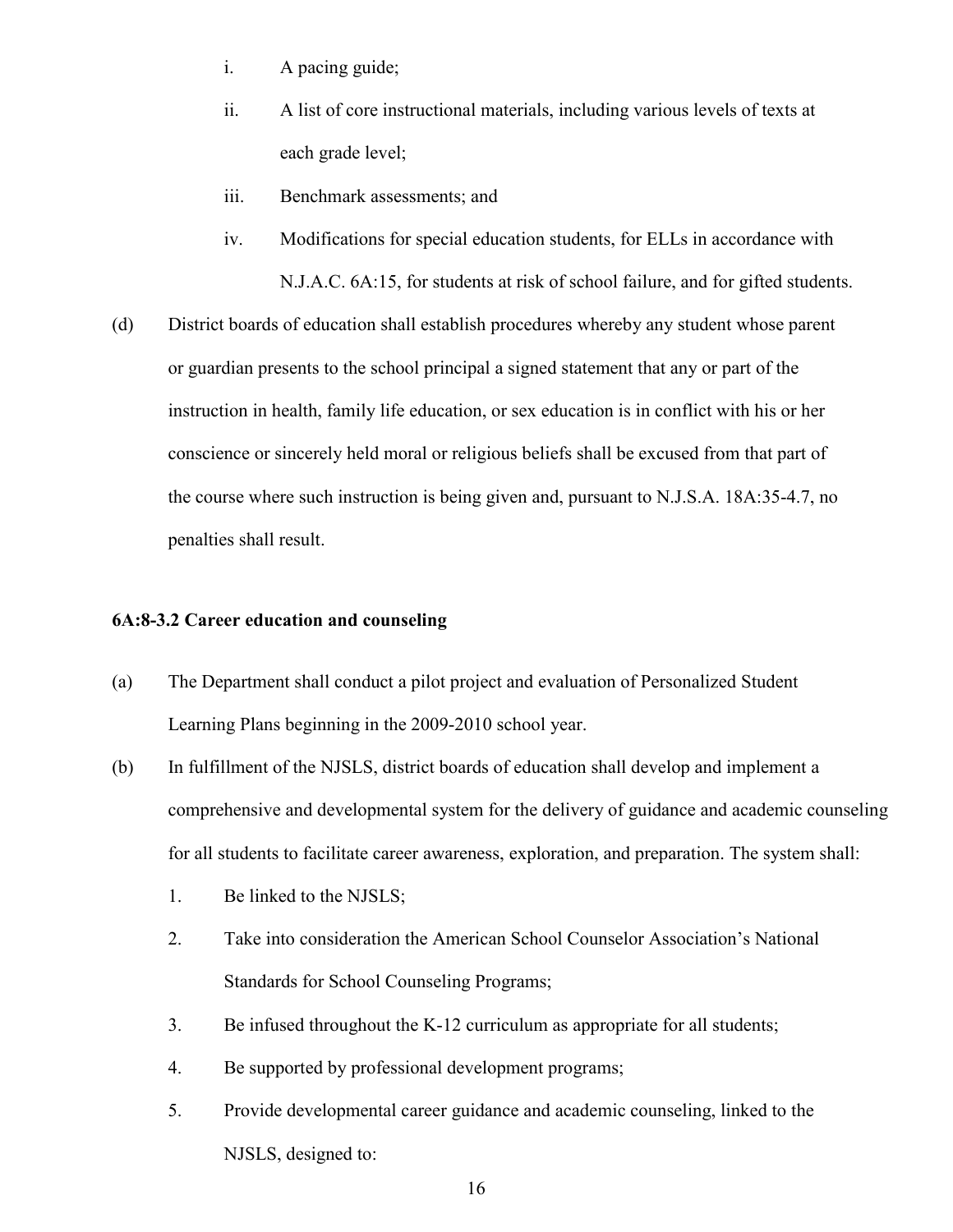i. A pacing guide;

ii. A list of core instructional materials, including various levels of texts at each grade level;

iii. Benchmark assessments; and

iv. Modifications for special education students, for ELLs in accordance with N.J.A.C. 6A:15, for students at risk of school failure, and for gifted students.

(d) District boards of education shall establish procedures whereby any student whose parent or guardian presents to the school principal a signed statement that any or part of the instruction in health, family life education, or sex education is in conflict with his or her conscience or sincerely held moral or religious beliefs shall be excused from that part of the course where such instruction is being given and, pursuant to N.J.S.A. 18A:35-4.7, no penalties shall result.

**6A:8-3.2 Career education and counseling**

(a) The Department shall conduct a pilot project and evaluation of Personalized Student Learning Plans beginning in the 2009-2010 school year.

(b) In fulfillment of the NJSLS, district boards of education shall develop and implement a comprehensive and developmental system for the delivery of guidance and academic counseling for all students to facilitate career awareness, exploration, and preparation. The system shall:

1. Be linked to the NJSLS;

2. Take into consideration the American School Counselor Association's National Standards for School Counseling Programs;

3. Be infused throughout the K-12 curriculum as appropriate for all students;

4. Be supported by professional development programs;

5. Provide developmental career guidance and academic counseling, linked to the NJSLS, designed to: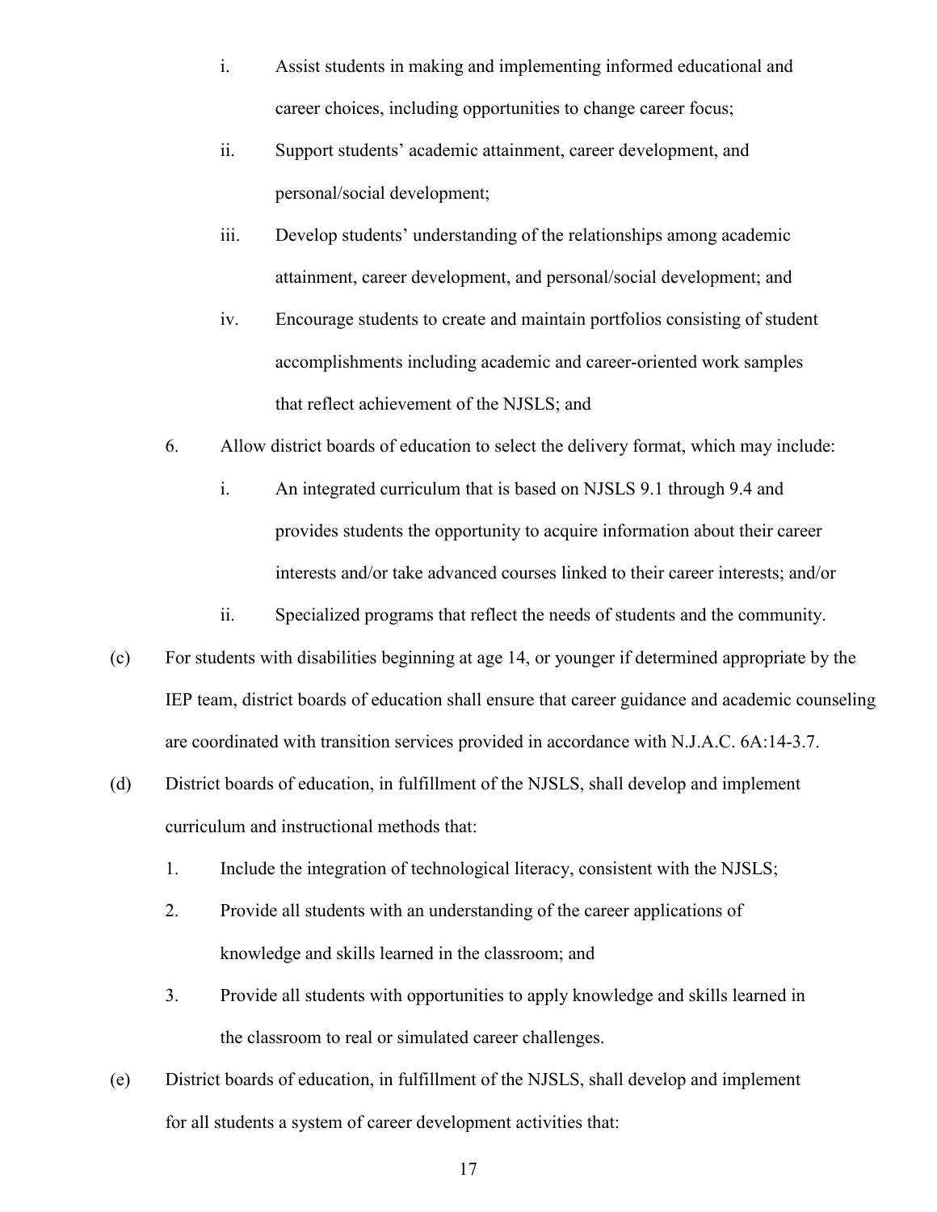i. Assist students in making and implementing informed educational and career choices, including opportunities to change career focus;

ii. Support students' academic attainment, career development, and personal/social development;

iii. Develop students' understanding of the relationships among academic attainment, career development, and personal/social development; and

iv. Encourage students to create and maintain portfolios consisting of student accomplishments including academic and career-oriented work samples that reflect achievement of the NJSLS; and

6. Allow district boards of education to select the delivery format, which may include:

i. An integrated curriculum that is based on NJSLS 9.1 through 9.4 and provides students the opportunity to acquire information about their career interests and/or take advanced courses linked to their career interests; and/or

ii. Specialized programs that reflect the needs of students and the community.

(c) For students with disabilities beginning at age 14, or younger if determined appropriate by the IEP team, district boards of education shall ensure that career guidance and academic counseling are coordinated with transition services provided in accordance with N.J.A.C. 6A:14-3.7.

(d) District boards of education, in fulfillment of the NJSLS, shall develop and implement curriculum and instructional methods that:

1. Include the integration of technological literacy, consistent with the NJSLS;

2. Provide all students with an understanding of the career applications of knowledge and skills learned in the classroom; and

3. Provide all students with opportunities to apply knowledge and skills learned in the classroom to real or simulated career challenges.

(e) District boards of education, in fulfillment of the NJSLS, shall develop and implement for all students a system of career development activities that: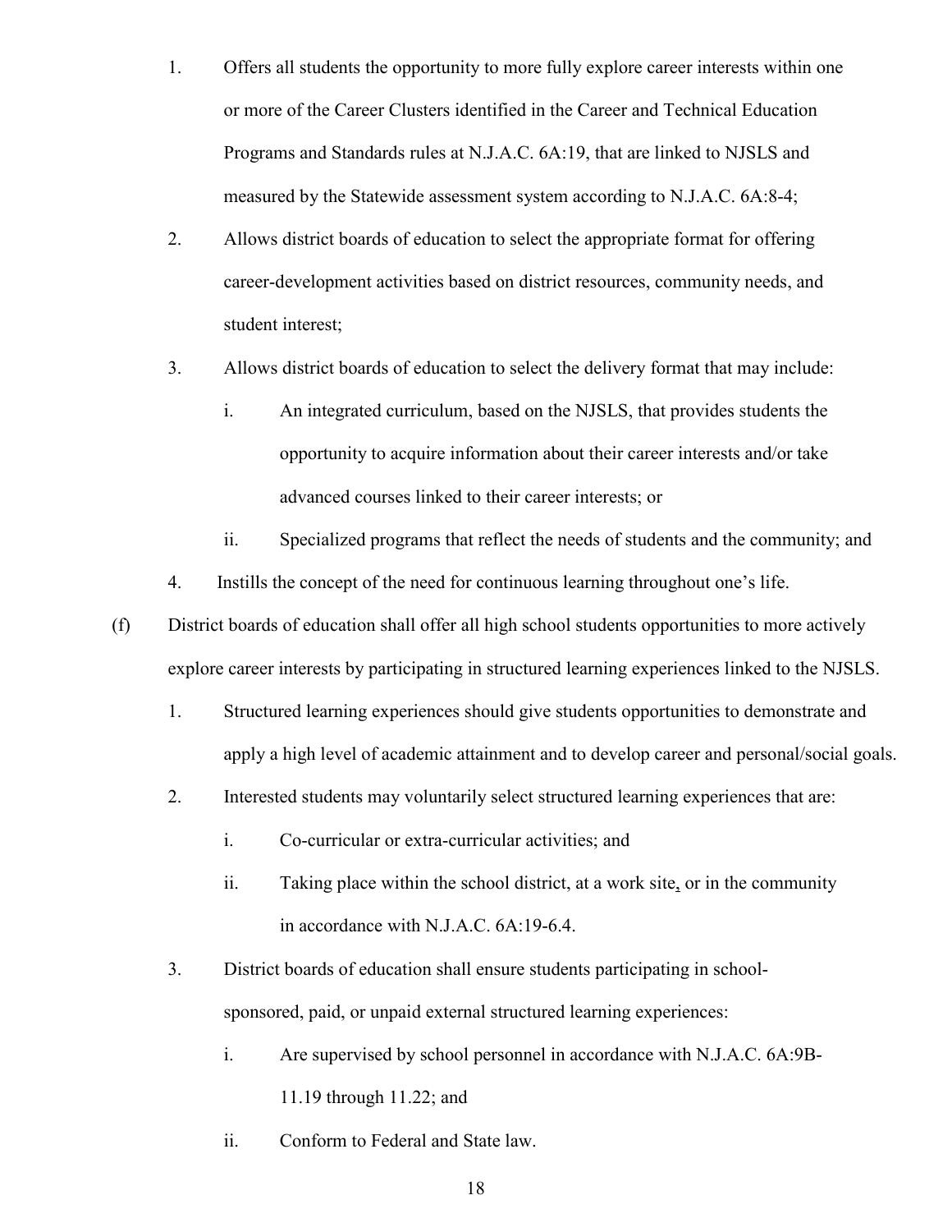1. Offers all students the opportunity to more fully explore career interests within one or more of the Career Clusters identified in the Career and Technical Education Programs and Standards rules at N.J.A.C. 6A:19, that are linked to NJSLS and measured by the Statewide assessment system according to N.J.A.C. 6A:8-4;
2. Allows district boards of education to select the appropriate format for offering career-development activities based on district resources, community needs, and student interest;
3. Allows district boards of education to select the delivery format that may include:
   - i. An integrated curriculum, based on the NJSLS, that provides students the opportunity to acquire information about their career interests and/or take advanced courses linked to their career interests; or
   - ii. Specialized programs that reflect the needs of students and the community; and
4. Instills the concept of the need for continuous learning throughout one's life.

(f) District boards of education shall offer all high school students opportunities to more actively explore career interests by participating in structured learning experiences linked to the NJSLS.

1. Structured learning experiences should give students opportunities to demonstrate and apply a high level of academic attainment and to develop career and personal/social goals.
2. Interested students may voluntarily select structured learning experiences that are:
   - i. Co-curricular or extra-curricular activities; and
   - ii. Taking place within the school district, at a work site, or in the community in accordance with N.J.A.C. 6A:19-6.4.
3. District boards of education shall ensure students participating in school-sponsored, paid, or unpaid external structured learning experiences:
   - i. Are supervised by school personnel in accordance with N.J.A.C. 6A:9B-11.19 through 11.22; and
   - ii. Conform to Federal and State law.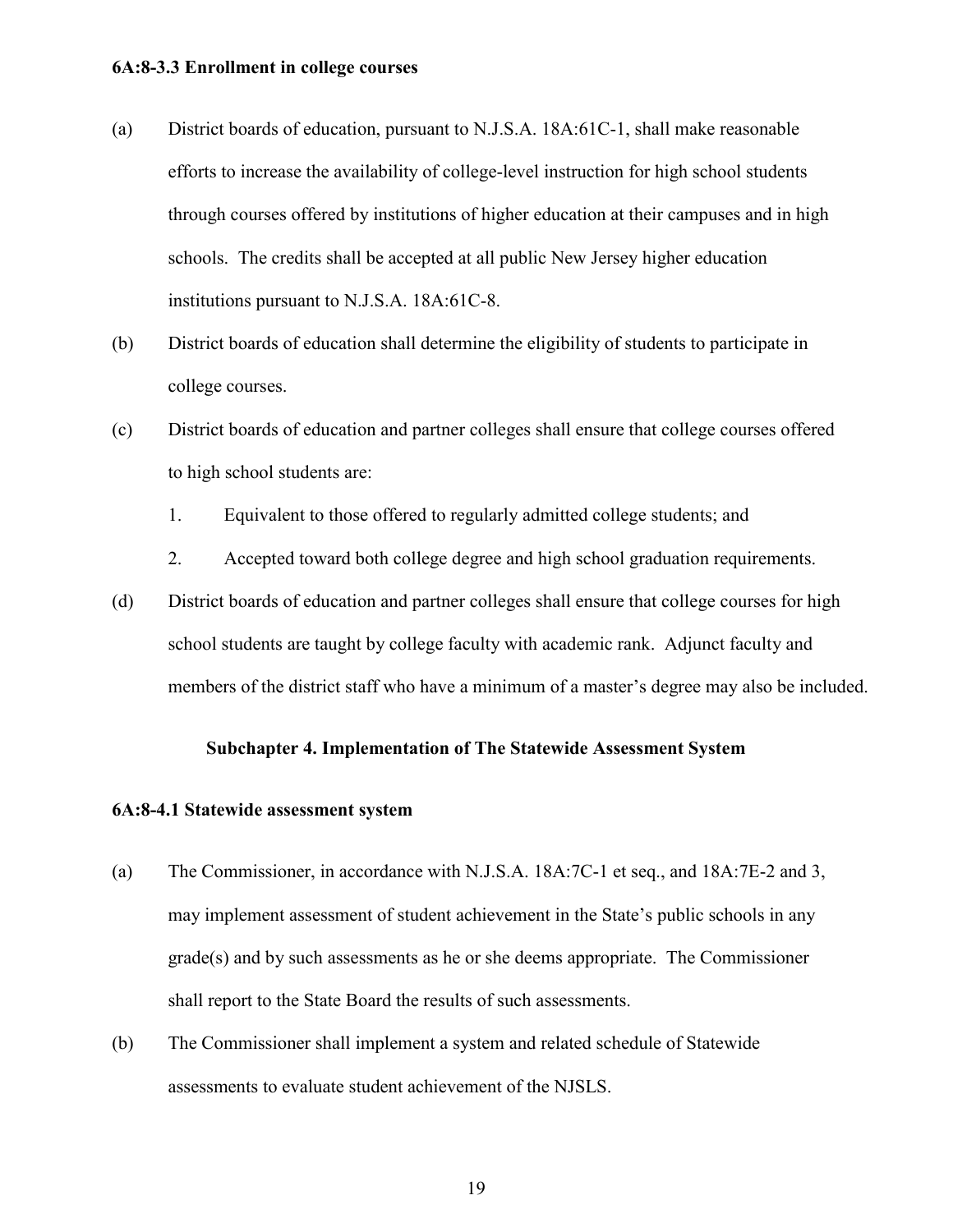**6A:8-3.3 Enrollment in college courses**

(a) District boards of education, pursuant to N.J.S.A. 18A:61C-1, shall make reasonable efforts to increase the availability of college-level instruction for high school students through courses offered by institutions of higher education at their campuses and in high schools. The credits shall be accepted at all public New Jersey higher education institutions pursuant to N.J.S.A. 18A:61C-8.

(b) District boards of education shall determine the eligibility of students to participate in college courses.

(c) District boards of education and partner colleges shall ensure that college courses offered to high school students are:

1. Equivalent to those offered to regularly admitted college students; and
2. Accepted toward both college degree and high school graduation requirements.

(d) District boards of education and partner colleges shall ensure that college courses for high school students are taught by college faculty with academic rank. Adjunct faculty and members of the district staff who have a minimum of a master's degree may also be included.

## Subchapter 4. Implementation of The Statewide Assessment System

**6A:8-4.1 Statewide assessment system**

(a) The Commissioner, in accordance with N.J.S.A. 18A:7C-1 et seq., and 18A:7E-2 and 3, may implement assessment of student achievement in the State's public schools in any grade(s) and by such assessments as he or she deems appropriate. The Commissioner shall report to the State Board the results of such assessments.

(b) The Commissioner shall implement a system and related schedule of Statewide assessments to evaluate student achievement of the NJSLS.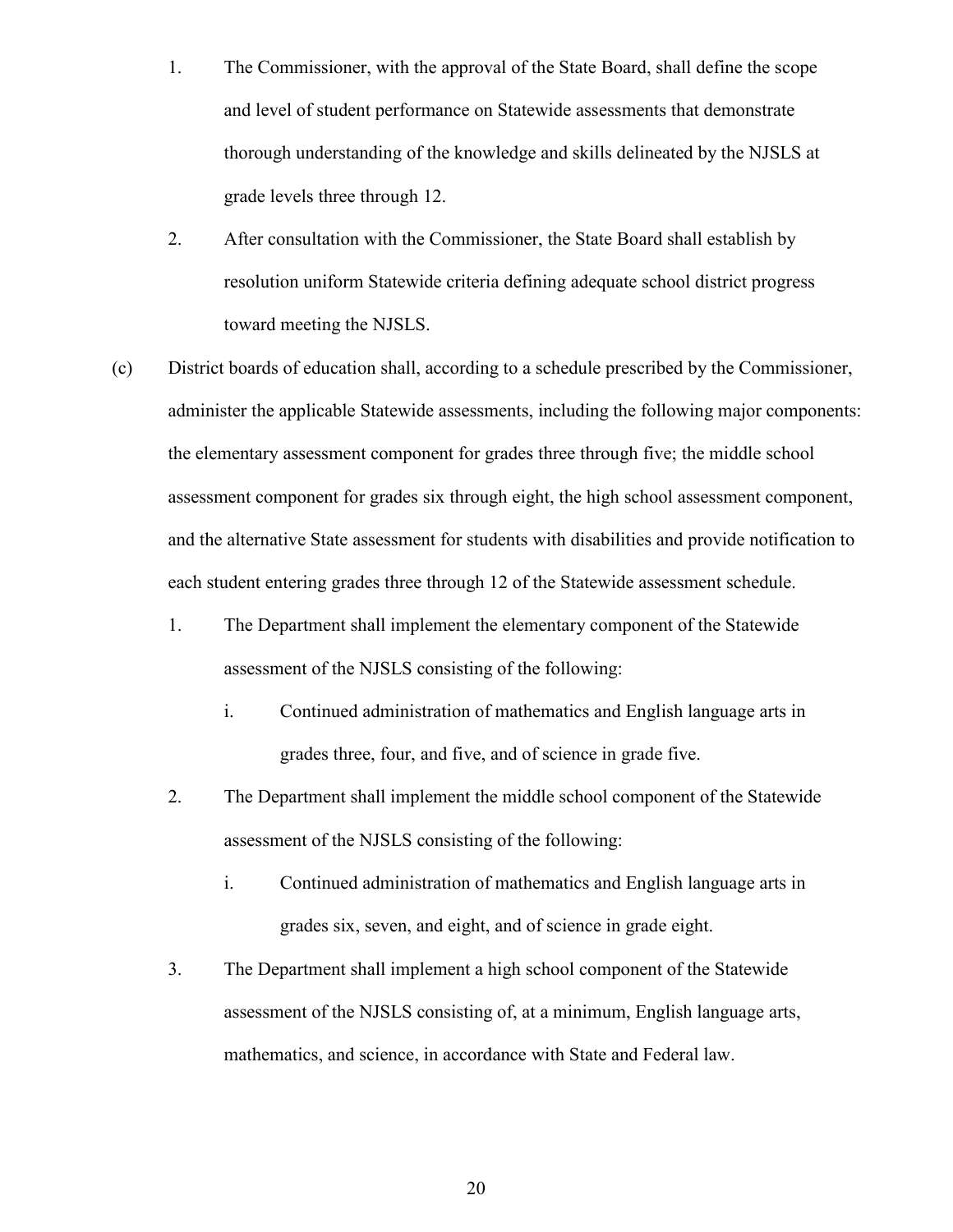1. The Commissioner, with the approval of the State Board, shall define the scope and level of student performance on Statewide assessments that demonstrate thorough understanding of the knowledge and skills delineated by the NJSLS at grade levels three through 12.

2. After consultation with the Commissioner, the State Board shall establish by resolution uniform Statewide criteria defining adequate school district progress toward meeting the NJSLS.

(c) District boards of education shall, according to a schedule prescribed by the Commissioner, administer the applicable Statewide assessments, including the following major components: the elementary assessment component for grades three through five; the middle school assessment component for grades six through eight, the high school assessment component, and the alternative State assessment for students with disabilities and provide notification to each student entering grades three through 12 of the Statewide assessment schedule.

1. The Department shall implement the elementary component of the Statewide assessment of the NJSLS consisting of the following:

   i. Continued administration of mathematics and English language arts in grades three, four, and five, and of science in grade five.

2. The Department shall implement the middle school component of the Statewide assessment of the NJSLS consisting of the following:

   i. Continued administration of mathematics and English language arts in grades six, seven, and eight, and of science in grade eight.

3. The Department shall implement a high school component of the Statewide assessment of the NJSLS consisting of, at a minimum, English language arts, mathematics, and science, in accordance with State and Federal law.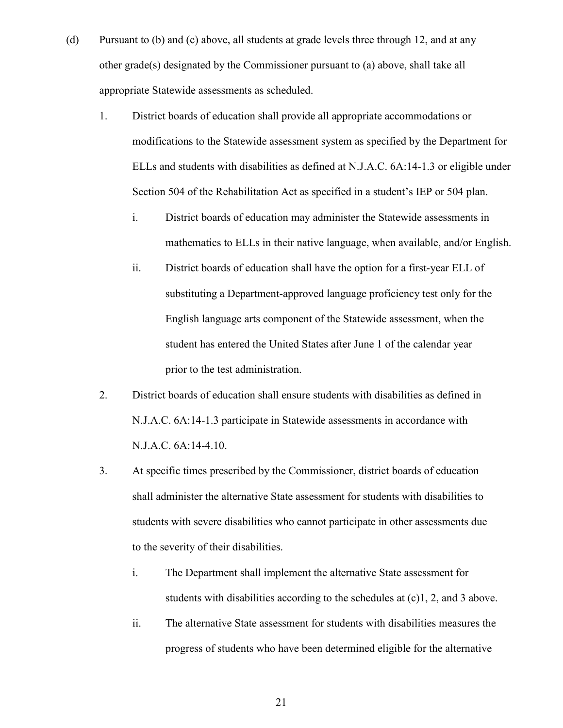(d) Pursuant to (b) and (c) above, all students at grade levels three through 12, and at any other grade(s) designated by the Commissioner pursuant to (a) above, shall take all appropriate Statewide assessments as scheduled.

1. District boards of education shall provide all appropriate accommodations or modifications to the Statewide assessment system as specified by the Department for ELLs and students with disabilities as defined at N.J.A.C. 6A:14-1.3 or eligible under Section 504 of the Rehabilitation Act as specified in a student's IEP or 504 plan.

   i. District boards of education may administer the Statewide assessments in mathematics to ELLs in their native language, when available, and/or English.

   ii. District boards of education shall have the option for a first-year ELL of substituting a Department-approved language proficiency test only for the English language arts component of the Statewide assessment, when the student has entered the United States after June 1 of the calendar year prior to the test administration.

2. District boards of education shall ensure students with disabilities as defined in N.J.A.C. 6A:14-1.3 participate in Statewide assessments in accordance with N.J.A.C. 6A:14-4.10.

3. At specific times prescribed by the Commissioner, district boards of education shall administer the alternative State assessment for students with disabilities to students with severe disabilities who cannot participate in other assessments due to the severity of their disabilities.

   i. The Department shall implement the alternative State assessment for students with disabilities according to the schedules at (c)1, 2, and 3 above.

   ii. The alternative State assessment for students with disabilities measures the progress of students who have been determined eligible for the alternative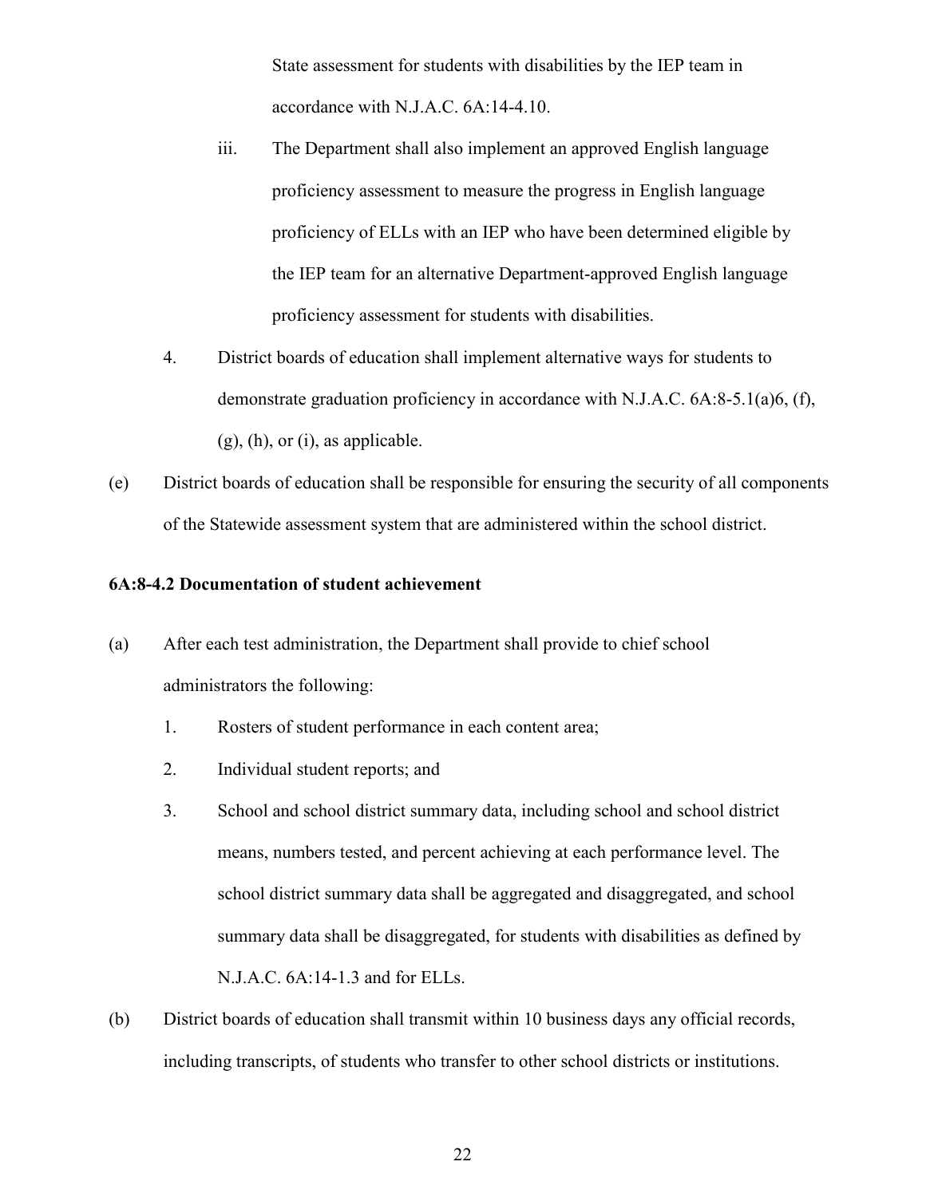State assessment for students with disabilities by the IEP team in accordance with N.J.A.C. 6A:14-4.10.

iii. The Department shall also implement an approved English language proficiency assessment to measure the progress in English language proficiency of ELLs with an IEP who have been determined eligible by the IEP team for an alternative Department-approved English language proficiency assessment for students with disabilities.

4. District boards of education shall implement alternative ways for students to demonstrate graduation proficiency in accordance with N.J.A.C. 6A:8-5.1(a)6, (f), (g), (h), or (i), as applicable.

(e) District boards of education shall be responsible for ensuring the security of all components of the Statewide assessment system that are administered within the school district.

**6A:8-4.2 Documentation of student achievement**

(a) After each test administration, the Department shall provide to chief school administrators the following:

1. Rosters of student performance in each content area;

2. Individual student reports; and

3. School and school district summary data, including school and school district means, numbers tested, and percent achieving at each performance level. The school district summary data shall be aggregated and disaggregated, and school summary data shall be disaggregated, for students with disabilities as defined by N.J.A.C. 6A:14-1.3 and for ELLs.

(b) District boards of education shall transmit within 10 business days any official records, including transcripts, of students who transfer to other school districts or institutions.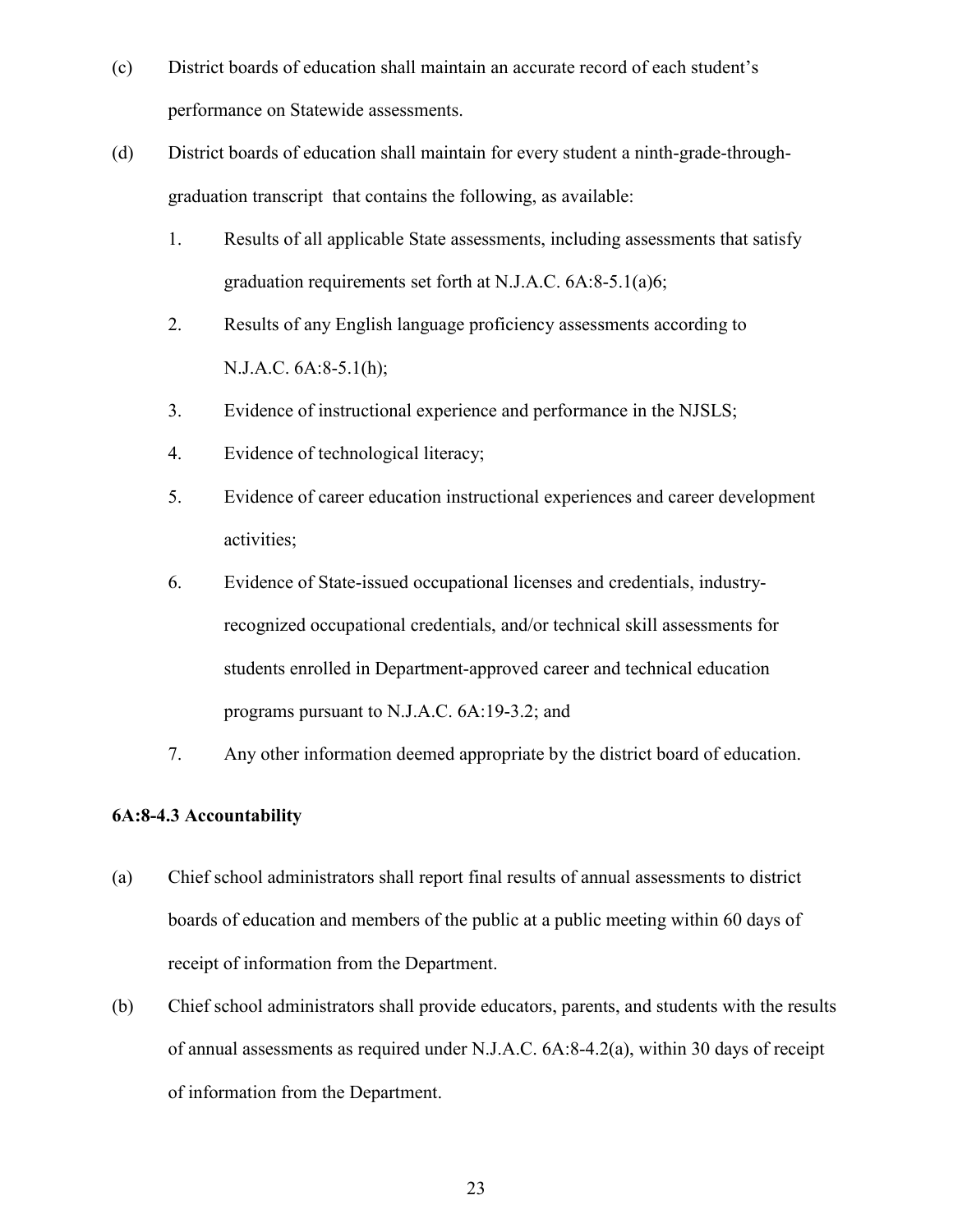(c) District boards of education shall maintain an accurate record of each student's performance on Statewide assessments.

(d) District boards of education shall maintain for every student a ninth-grade-through-graduation transcript that contains the following, as available:

1. Results of all applicable State assessments, including assessments that satisfy graduation requirements set forth at N.J.A.C. 6A:8-5.1(a)6;
2. Results of any English language proficiency assessments according to N.J.A.C. 6A:8-5.1(h);
3. Evidence of instructional experience and performance in the NJSLS;
4. Evidence of technological literacy;
5. Evidence of career education instructional experiences and career development activities;
6. Evidence of State-issued occupational licenses and credentials, industry-recognized occupational credentials, and/or technical skill assessments for students enrolled in Department-approved career and technical education programs pursuant to N.J.A.C. 6A:19-3.2; and
7. Any other information deemed appropriate by the district board of education.

**6A:8-4.3 Accountability**

(a) Chief school administrators shall report final results of annual assessments to district boards of education and members of the public at a public meeting within 60 days of receipt of information from the Department.

(b) Chief school administrators shall provide educators, parents, and students with the results of annual assessments as required under N.J.A.C. 6A:8-4.2(a), within 30 days of receipt of information from the Department.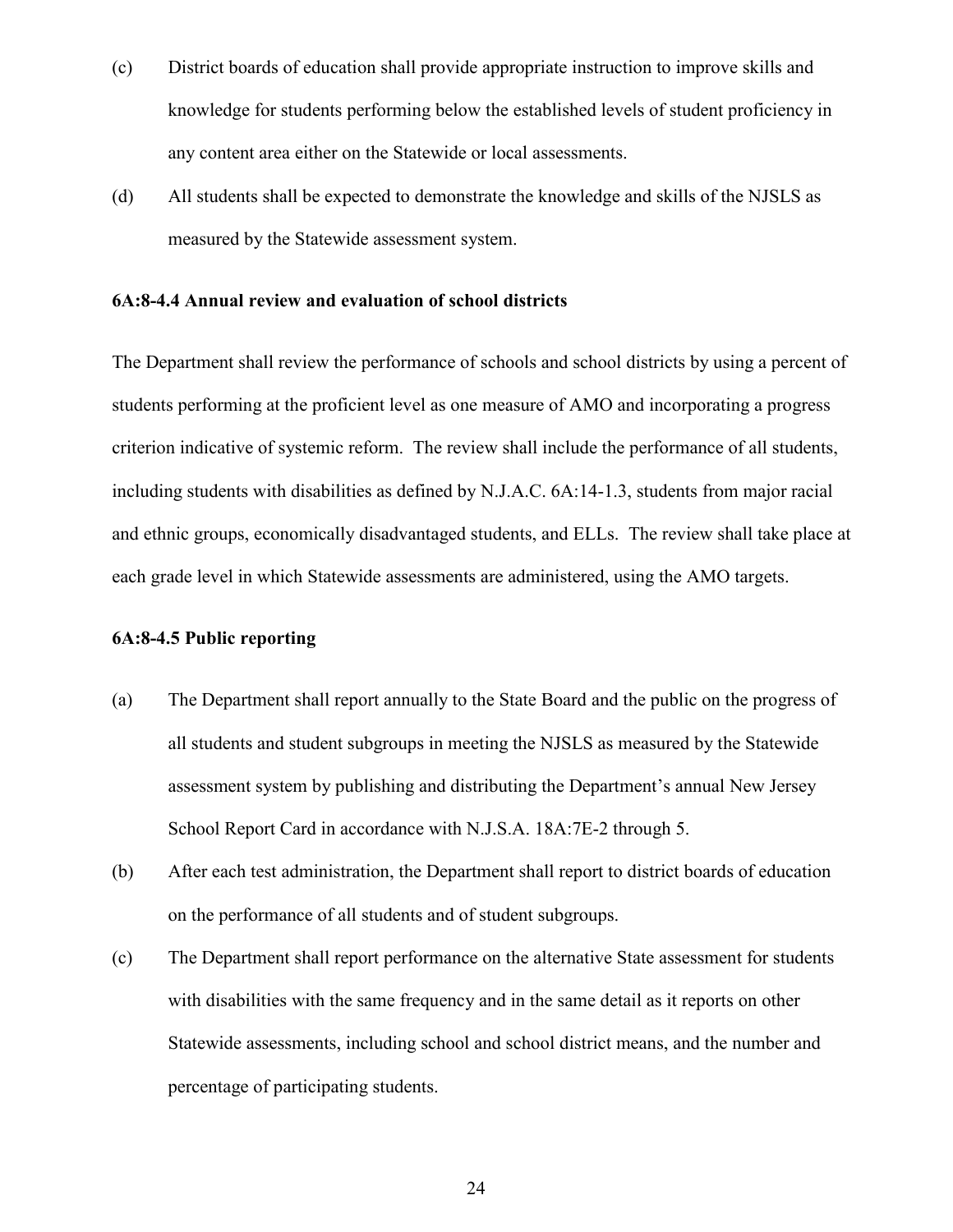(c) District boards of education shall provide appropriate instruction to improve skills and knowledge for students performing below the established levels of student proficiency in any content area either on the Statewide or local assessments.

(d) All students shall be expected to demonstrate the knowledge and skills of the NJSLS as measured by the Statewide assessment system.

**6A:8-4.4 Annual review and evaluation of school districts**

The Department shall review the performance of schools and school districts by using a percent of students performing at the proficient level as one measure of AMO and incorporating a progress criterion indicative of systemic reform. The review shall include the performance of all students, including students with disabilities as defined by N.J.A.C. 6A:14-1.3, students from major racial and ethnic groups, economically disadvantaged students, and ELLs. The review shall take place at each grade level in which Statewide assessments are administered, using the AMO targets.

**6A:8-4.5 Public reporting**

(a) The Department shall report annually to the State Board and the public on the progress of all students and student subgroups in meeting the NJSLS as measured by the Statewide assessment system by publishing and distributing the Department's annual New Jersey School Report Card in accordance with N.J.S.A. 18A:7E-2 through 5.

(b) After each test administration, the Department shall report to district boards of education on the performance of all students and of student subgroups.

(c) The Department shall report performance on the alternative State assessment for students with disabilities with the same frequency and in the same detail as it reports on other Statewide assessments, including school and school district means, and the number and percentage of participating students.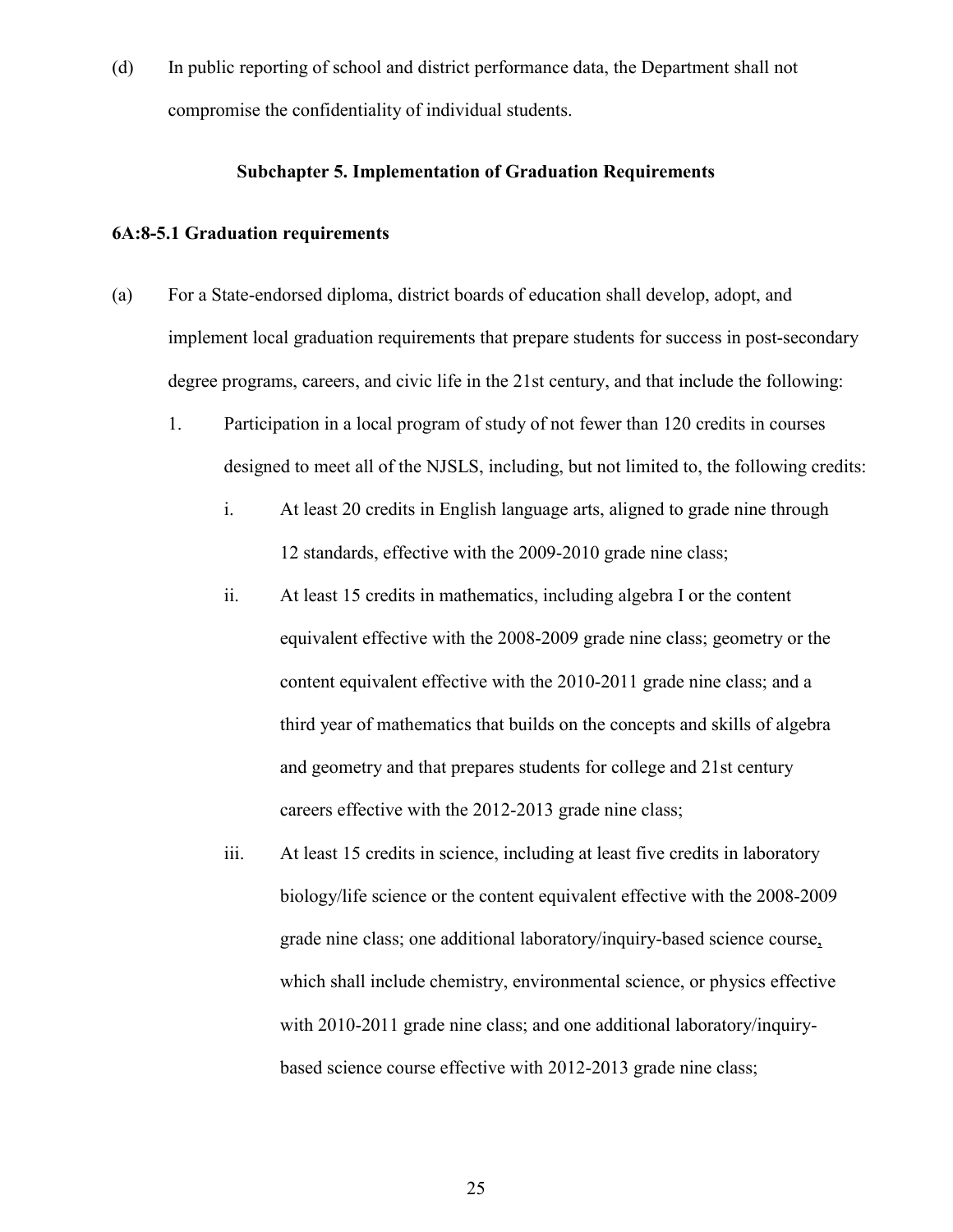(d) In public reporting of school and district performance data, the Department shall not compromise the confidentiality of individual students.

### Subchapter 5. Implementation of Graduation Requirements

**6A:8-5.1 Graduation requirements**

(a) For a State-endorsed diploma, district boards of education shall develop, adopt, and implement local graduation requirements that prepare students for success in post-secondary degree programs, careers, and civic life in the 21st century, and that include the following:

1. Participation in a local program of study of not fewer than 120 credits in courses designed to meet all of the NJSLS, including, but not limited to, the following credits:

   i. At least 20 credits in English language arts, aligned to grade nine through 12 standards, effective with the 2009-2010 grade nine class;

   ii. At least 15 credits in mathematics, including algebra I or the content equivalent effective with the 2008-2009 grade nine class; geometry or the content equivalent effective with the 2010-2011 grade nine class; and a third year of mathematics that builds on the concepts and skills of algebra and geometry and that prepares students for college and 21st century careers effective with the 2012-2013 grade nine class;

   iii. At least 15 credits in science, including at least five credits in laboratory biology/life science or the content equivalent effective with the 2008-2009 grade nine class; one additional laboratory/inquiry-based science course, which shall include chemistry, environmental science, or physics effective with 2010-2011 grade nine class; and one additional laboratory/inquiry-based science course effective with 2012-2013 grade nine class;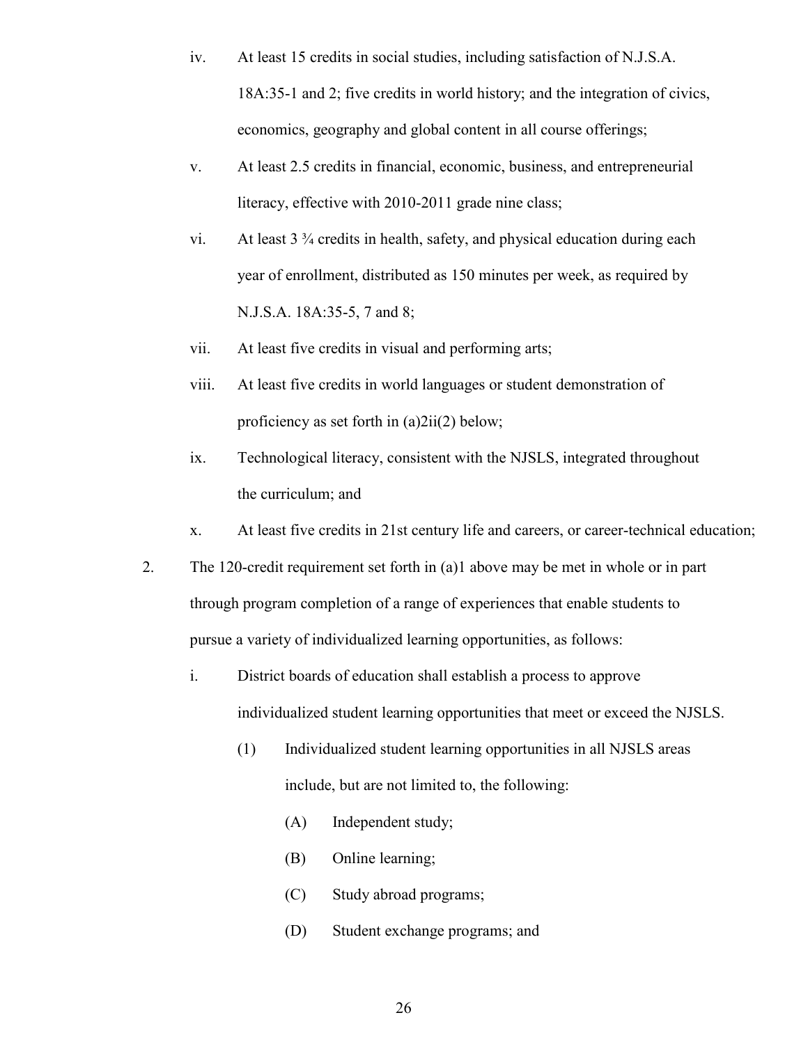iv. At least 15 credits in social studies, including satisfaction of N.J.S.A. 18A:35-1 and 2; five credits in world history; and the integration of civics, economics, geography and global content in all course offerings;

v. At least 2.5 credits in financial, economic, business, and entrepreneurial literacy, effective with 2010-2011 grade nine class;

vi. At least 3 ¾ credits in health, safety, and physical education during each year of enrollment, distributed as 150 minutes per week, as required by N.J.S.A. 18A:35-5, 7 and 8;

vii. At least five credits in visual and performing arts;

viii. At least five credits in world languages or student demonstration of proficiency as set forth in (a)2ii(2) below;

ix. Technological literacy, consistent with the NJSLS, integrated throughout the curriculum; and

x. At least five credits in 21st century life and careers, or career-technical education;

2. The 120-credit requirement set forth in (a)1 above may be met in whole or in part through program completion of a range of experiences that enable students to pursue a variety of individualized learning opportunities, as follows:

   i. District boards of education shall establish a process to approve individualized student learning opportunities that meet or exceed the NJSLS.

      (1) Individualized student learning opportunities in all NJSLS areas include, but are not limited to, the following:

         (A) Independent study;

         (B) Online learning;

         (C) Study abroad programs;

         (D) Student exchange programs; and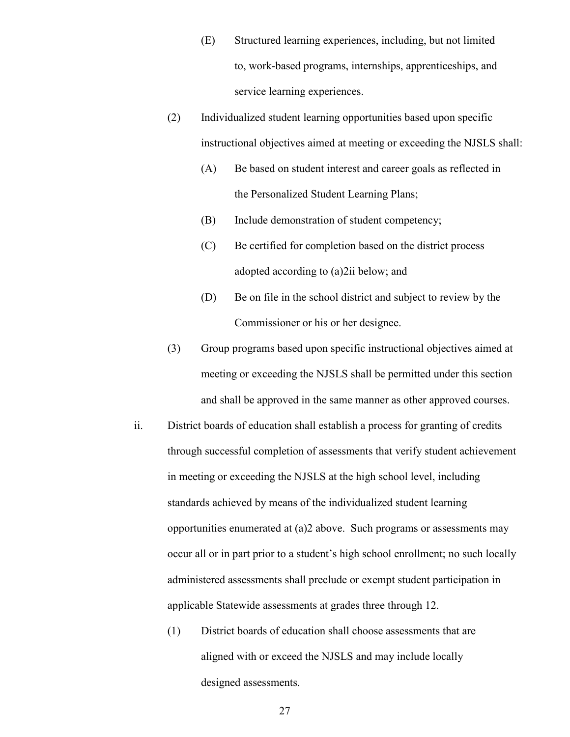(E) Structured learning experiences, including, but not limited to, work-based programs, internships, apprenticeships, and service learning experiences.

(2) Individualized student learning opportunities based upon specific instructional objectives aimed at meeting or exceeding the NJSLS shall:

(A) Be based on student interest and career goals as reflected in the Personalized Student Learning Plans;

(B) Include demonstration of student competency;

(C) Be certified for completion based on the district process adopted according to (a)2ii below; and

(D) Be on file in the school district and subject to review by the Commissioner or his or her designee.

(3) Group programs based upon specific instructional objectives aimed at meeting or exceeding the NJSLS shall be permitted under this section and shall be approved in the same manner as other approved courses.

ii. District boards of education shall establish a process for granting of credits through successful completion of assessments that verify student achievement in meeting or exceeding the NJSLS at the high school level, including standards achieved by means of the individualized student learning opportunities enumerated at (a)2 above. Such programs or assessments may occur all or in part prior to a student's high school enrollment; no such locally administered assessments shall preclude or exempt student participation in applicable Statewide assessments at grades three through 12.

(1) District boards of education shall choose assessments that are aligned with or exceed the NJSLS and may include locally designed assessments.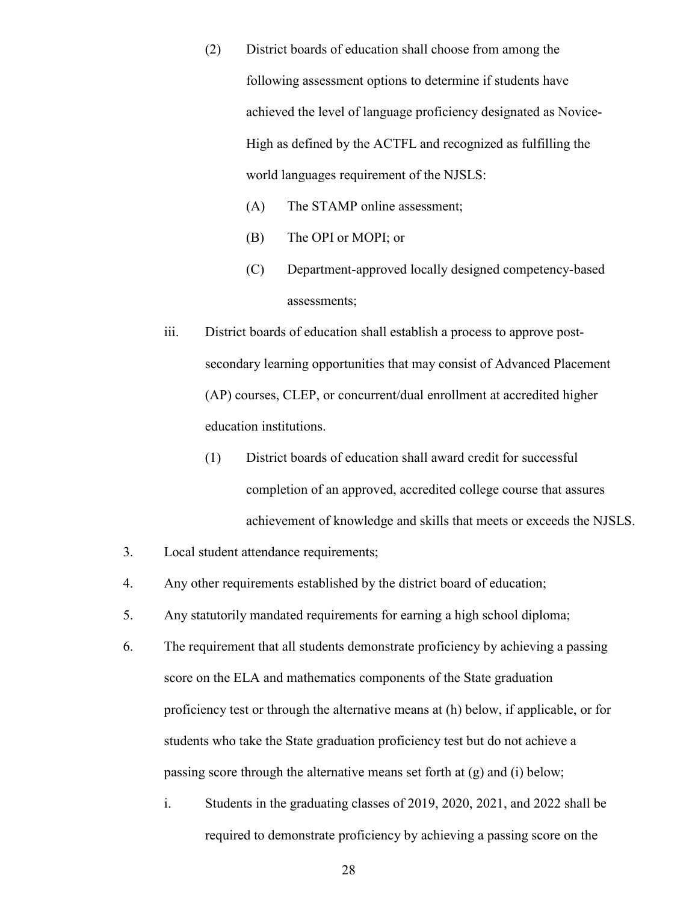(2) District boards of education shall choose from among the following assessment options to determine if students have achieved the level of language proficiency designated as Novice-High as defined by the ACTFL and recognized as fulfilling the world languages requirement of the NJSLS:

(A) The STAMP online assessment;

(B) The OPI or MOPI; or

(C) Department-approved locally designed competency-based assessments;

iii. District boards of education shall establish a process to approve post-secondary learning opportunities that may consist of Advanced Placement (AP) courses, CLEP, or concurrent/dual enrollment at accredited higher education institutions.

(1) District boards of education shall award credit for successful completion of an approved, accredited college course that assures achievement of knowledge and skills that meets or exceeds the NJSLS.

3. Local student attendance requirements;

4. Any other requirements established by the district board of education;

5. Any statutorily mandated requirements for earning a high school diploma;

6. The requirement that all students demonstrate proficiency by achieving a passing score on the ELA and mathematics components of the State graduation proficiency test or through the alternative means at (h) below, if applicable, or for students who take the State graduation proficiency test but do not achieve a passing score through the alternative means set forth at (g) and (i) below;

i. Students in the graduating classes of 2019, 2020, 2021, and 2022 shall be required to demonstrate proficiency by achieving a passing score on the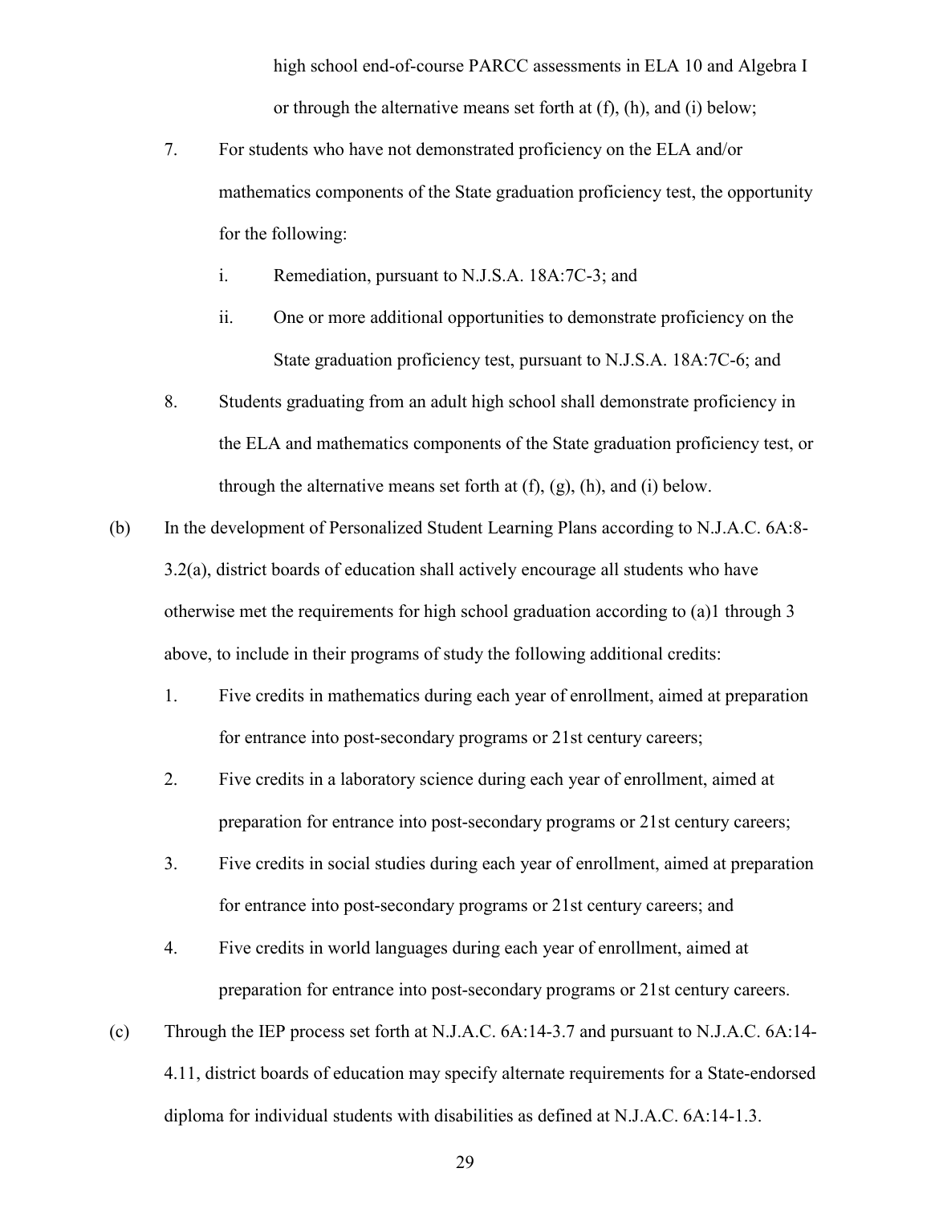high school end-of-course PARCC assessments in ELA 10 and Algebra I or through the alternative means set forth at (f), (h), and (i) below;

7. For students who have not demonstrated proficiency on the ELA and/or mathematics components of the State graduation proficiency test, the opportunity for the following:

   i. Remediation, pursuant to N.J.S.A. 18A:7C-3; and

   ii. One or more additional opportunities to demonstrate proficiency on the State graduation proficiency test, pursuant to N.J.S.A. 18A:7C-6; and

8. Students graduating from an adult high school shall demonstrate proficiency in the ELA and mathematics components of the State graduation proficiency test, or through the alternative means set forth at (f), (g), (h), and (i) below.

(b) In the development of Personalized Student Learning Plans according to N.J.A.C. 6A:8-3.2(a), district boards of education shall actively encourage all students who have otherwise met the requirements for high school graduation according to (a)1 through 3 above, to include in their programs of study the following additional credits:

1. Five credits in mathematics during each year of enrollment, aimed at preparation for entrance into post-secondary programs or 21st century careers;

2. Five credits in a laboratory science during each year of enrollment, aimed at preparation for entrance into post-secondary programs or 21st century careers;

3. Five credits in social studies during each year of enrollment, aimed at preparation for entrance into post-secondary programs or 21st century careers; and

4. Five credits in world languages during each year of enrollment, aimed at preparation for entrance into post-secondary programs or 21st century careers.

(c) Through the IEP process set forth at N.J.A.C. 6A:14-3.7 and pursuant to N.J.A.C. 6A:14-4.11, district boards of education may specify alternate requirements for a State-endorsed diploma for individual students with disabilities as defined at N.J.A.C. 6A:14-1.3.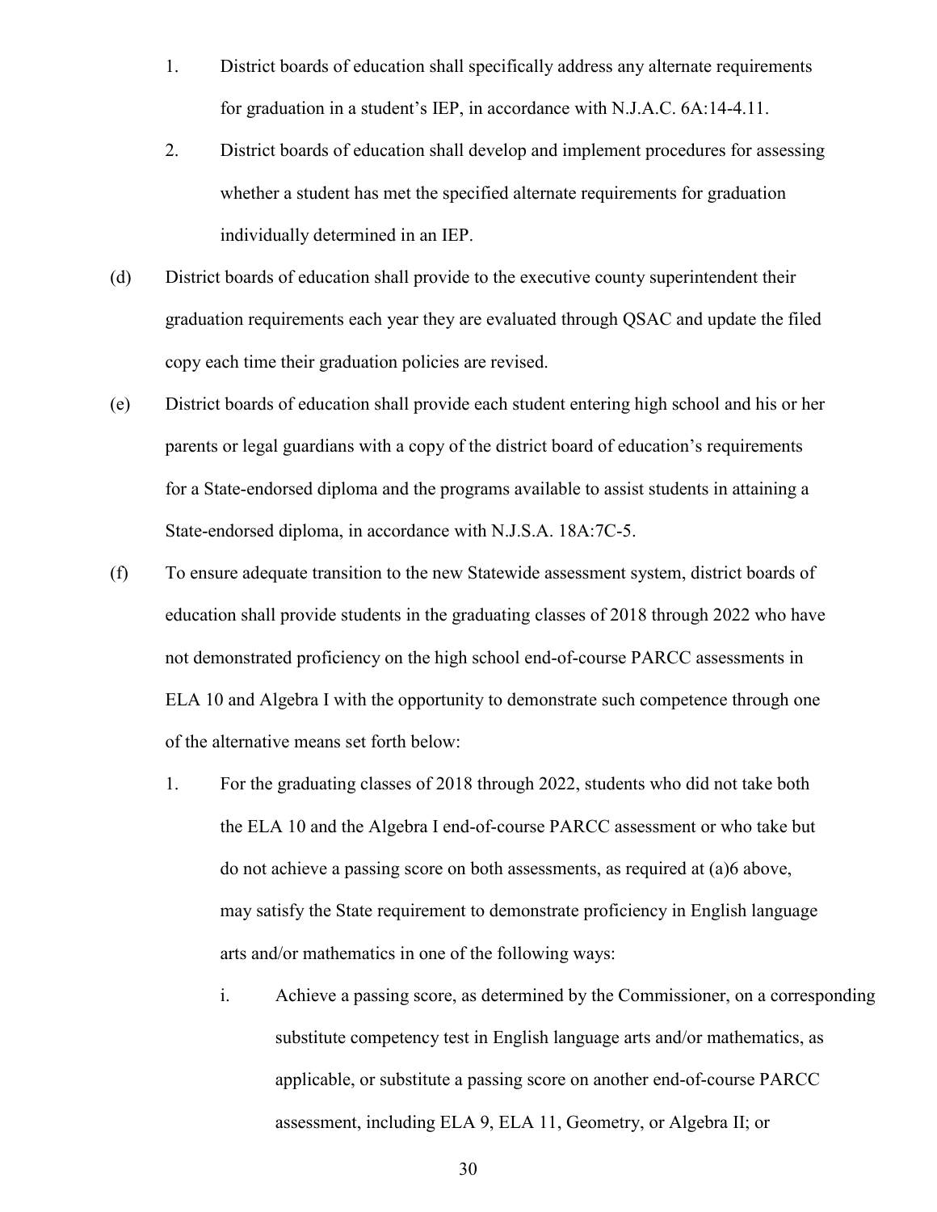1. District boards of education shall specifically address any alternate requirements for graduation in a student's IEP, in accordance with N.J.A.C. 6A:14-4.11.

2. District boards of education shall develop and implement procedures for assessing whether a student has met the specified alternate requirements for graduation individually determined in an IEP.

(d) District boards of education shall provide to the executive county superintendent their graduation requirements each year they are evaluated through QSAC and update the filed copy each time their graduation policies are revised.

(e) District boards of education shall provide each student entering high school and his or her parents or legal guardians with a copy of the district board of education's requirements for a State-endorsed diploma and the programs available to assist students in attaining a State-endorsed diploma, in accordance with N.J.S.A. 18A:7C-5.

(f) To ensure adequate transition to the new Statewide assessment system, district boards of education shall provide students in the graduating classes of 2018 through 2022 who have not demonstrated proficiency on the high school end-of-course PARCC assessments in ELA 10 and Algebra I with the opportunity to demonstrate such competence through one of the alternative means set forth below:

1. For the graduating classes of 2018 through 2022, students who did not take both the ELA 10 and the Algebra I end-of-course PARCC assessment or who take but do not achieve a passing score on both assessments, as required at (a)6 above, may satisfy the State requirement to demonstrate proficiency in English language arts and/or mathematics in one of the following ways:

   i. Achieve a passing score, as determined by the Commissioner, on a corresponding substitute competency test in English language arts and/or mathematics, as applicable, or substitute a passing score on another end-of-course PARCC assessment, including ELA 9, ELA 11, Geometry, or Algebra II; or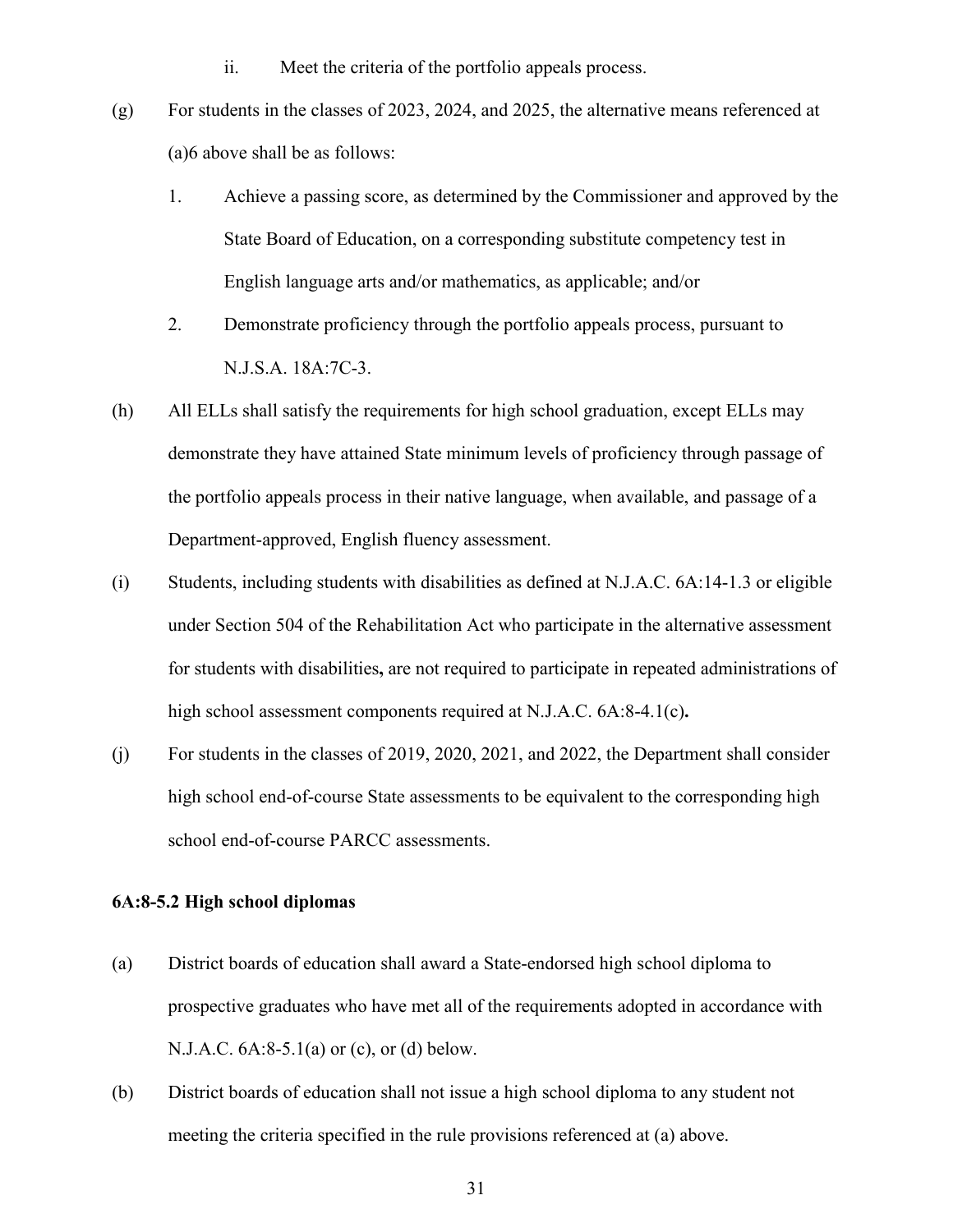ii. Meet the criteria of the portfolio appeals process.

(g) For students in the classes of 2023, 2024, and 2025, the alternative means referenced at (a)6 above shall be as follows:

1. Achieve a passing score, as determined by the Commissioner and approved by the State Board of Education, on a corresponding substitute competency test in English language arts and/or mathematics, as applicable; and/or

2. Demonstrate proficiency through the portfolio appeals process, pursuant to N.J.S.A. 18A:7C-3.

(h) All ELLs shall satisfy the requirements for high school graduation, except ELLs may demonstrate they have attained State minimum levels of proficiency through passage of the portfolio appeals process in their native language, when available, and passage of a Department-approved, English fluency assessment.

(i) Students, including students with disabilities as defined at N.J.A.C. 6A:14-1.3 or eligible under Section 504 of the Rehabilitation Act who participate in the alternative assessment for students with disabilities**,** are not required to participate in repeated administrations of high school assessment components required at N.J.A.C. 6A:8-4.1(c)**.**

(j) For students in the classes of 2019, 2020, 2021, and 2022, the Department shall consider high school end-of-course State assessments to be equivalent to the corresponding high school end-of-course PARCC assessments.

**6A:8-5.2 High school diplomas**

(a) District boards of education shall award a State-endorsed high school diploma to prospective graduates who have met all of the requirements adopted in accordance with N.J.A.C. 6A:8-5.1(a) or (c), or (d) below.

(b) District boards of education shall not issue a high school diploma to any student not meeting the criteria specified in the rule provisions referenced at (a) above.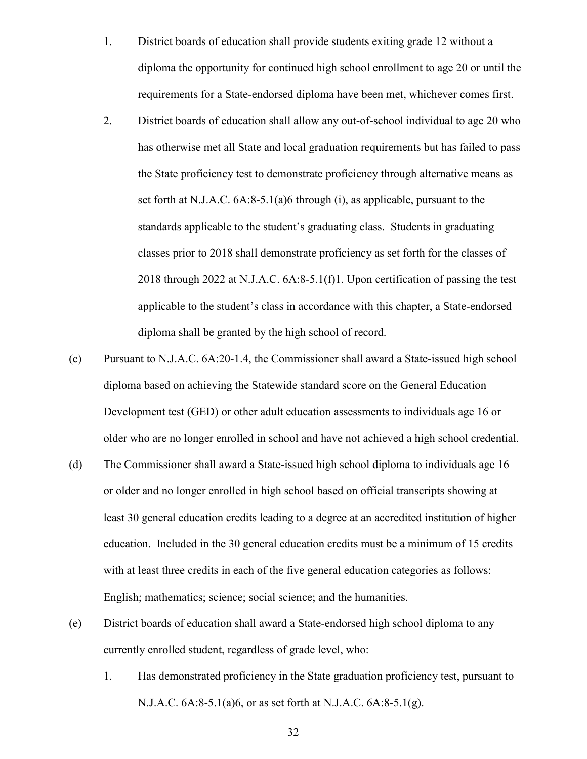1. District boards of education shall provide students exiting grade 12 without a diploma the opportunity for continued high school enrollment to age 20 or until the requirements for a State-endorsed diploma have been met, whichever comes first.

2. District boards of education shall allow any out-of-school individual to age 20 who has otherwise met all State and local graduation requirements but has failed to pass the State proficiency test to demonstrate proficiency through alternative means as set forth at N.J.A.C. 6A:8-5.1(a)6 through (i), as applicable, pursuant to the standards applicable to the student's graduating class. Students in graduating classes prior to 2018 shall demonstrate proficiency as set forth for the classes of 2018 through 2022 at N.J.A.C. 6A:8-5.1(f)1. Upon certification of passing the test applicable to the student's class in accordance with this chapter, a State-endorsed diploma shall be granted by the high school of record.

(c) Pursuant to N.J.A.C. 6A:20-1.4, the Commissioner shall award a State-issued high school diploma based on achieving the Statewide standard score on the General Education Development test (GED) or other adult education assessments to individuals age 16 or older who are no longer enrolled in school and have not achieved a high school credential.

(d) The Commissioner shall award a State-issued high school diploma to individuals age 16 or older and no longer enrolled in high school based on official transcripts showing at least 30 general education credits leading to a degree at an accredited institution of higher education. Included in the 30 general education credits must be a minimum of 15 credits with at least three credits in each of the five general education categories as follows: English; mathematics; science; social science; and the humanities.

(e) District boards of education shall award a State-endorsed high school diploma to any currently enrolled student, regardless of grade level, who:

1. Has demonstrated proficiency in the State graduation proficiency test, pursuant to N.J.A.C. 6A:8-5.1(a)6, or as set forth at N.J.A.C. 6A:8-5.1(g).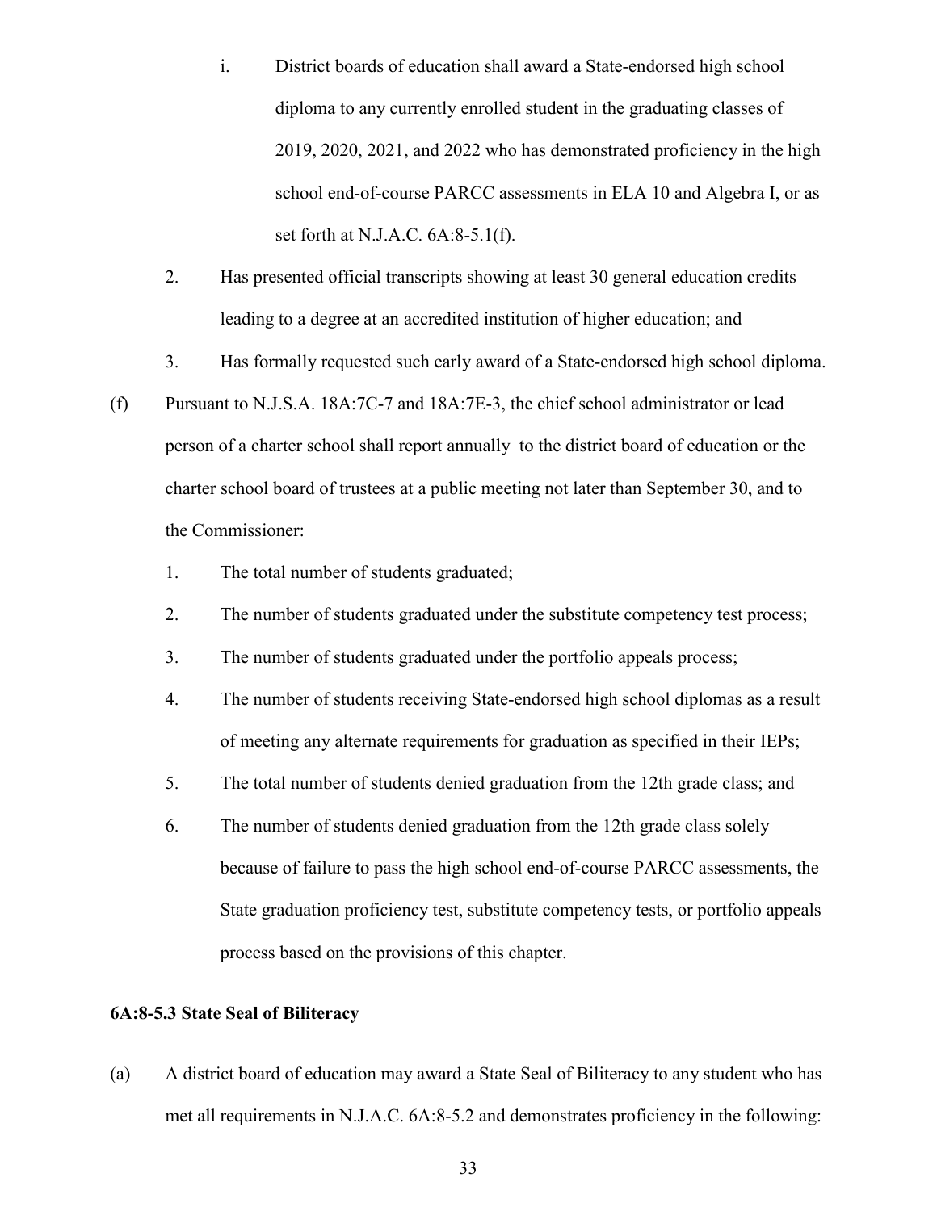i. District boards of education shall award a State-endorsed high school diploma to any currently enrolled student in the graduating classes of 2019, 2020, 2021, and 2022 who has demonstrated proficiency in the high school end-of-course PARCC assessments in ELA 10 and Algebra I, or as set forth at N.J.A.C. 6A:8-5.1(f).

2. Has presented official transcripts showing at least 30 general education credits leading to a degree at an accredited institution of higher education; and

3. Has formally requested such early award of a State-endorsed high school diploma.

(f) Pursuant to N.J.S.A. 18A:7C-7 and 18A:7E-3, the chief school administrator or lead person of a charter school shall report annually to the district board of education or the charter school board of trustees at a public meeting not later than September 30, and to the Commissioner:

1. The total number of students graduated;

2. The number of students graduated under the substitute competency test process;

3. The number of students graduated under the portfolio appeals process;

4. The number of students receiving State-endorsed high school diplomas as a result of meeting any alternate requirements for graduation as specified in their IEPs;

5. The total number of students denied graduation from the 12th grade class; and

6. The number of students denied graduation from the 12th grade class solely because of failure to pass the high school end-of-course PARCC assessments, the State graduation proficiency test, substitute competency tests, or portfolio appeals process based on the provisions of this chapter.

**6A:8-5.3 State Seal of Biliteracy**

(a) A district board of education may award a State Seal of Biliteracy to any student who has met all requirements in N.J.A.C. 6A:8-5.2 and demonstrates proficiency in the following: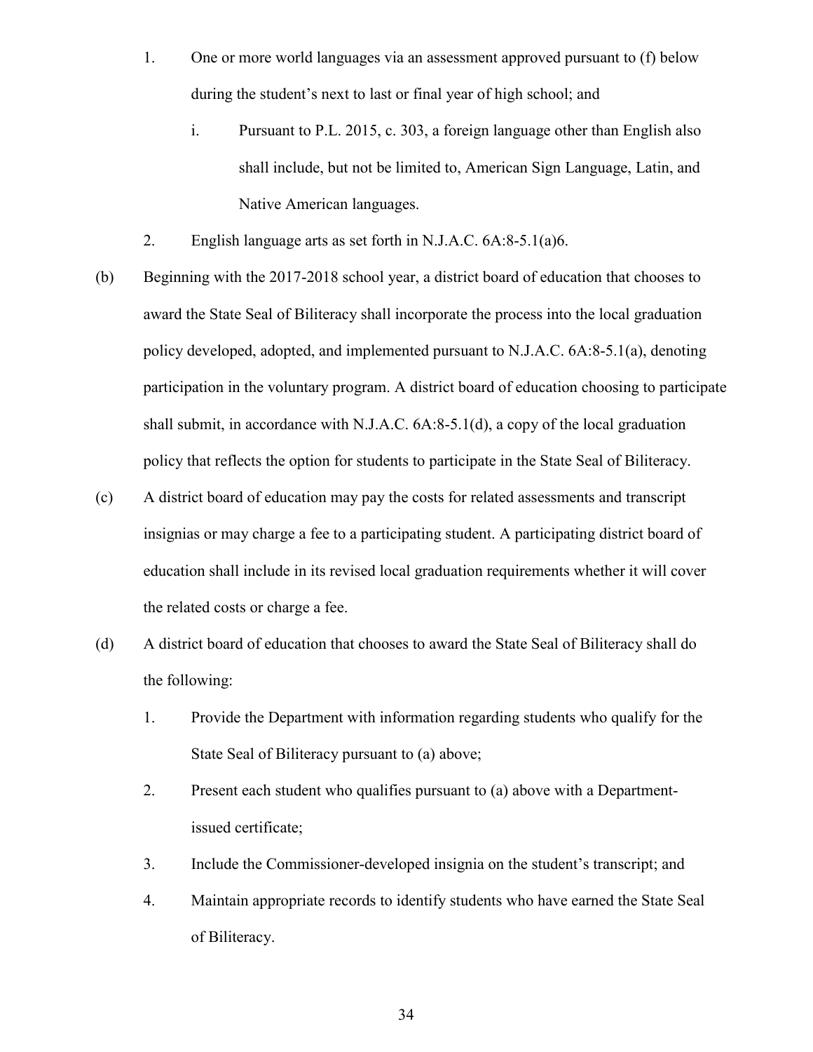1. One or more world languages via an assessment approved pursuant to (f) below during the student's next to last or final year of high school; and
   i. Pursuant to P.L. 2015, c. 303, a foreign language other than English also shall include, but not be limited to, American Sign Language, Latin, and Native American languages.
2. English language arts as set forth in N.J.A.C. 6A:8-5.1(a)6.

(b) Beginning with the 2017-2018 school year, a district board of education that chooses to award the State Seal of Biliteracy shall incorporate the process into the local graduation policy developed, adopted, and implemented pursuant to N.J.A.C. 6A:8-5.1(a), denoting participation in the voluntary program. A district board of education choosing to participate shall submit, in accordance with N.J.A.C. 6A:8-5.1(d), a copy of the local graduation policy that reflects the option for students to participate in the State Seal of Biliteracy.

(c) A district board of education may pay the costs for related assessments and transcript insignias or may charge a fee to a participating student. A participating district board of education shall include in its revised local graduation requirements whether it will cover the related costs or charge a fee.

(d) A district board of education that chooses to award the State Seal of Biliteracy shall do the following:

1. Provide the Department with information regarding students who qualify for the State Seal of Biliteracy pursuant to (a) above;
2. Present each student who qualifies pursuant to (a) above with a Department-issued certificate;
3. Include the Commissioner-developed insignia on the student's transcript; and
4. Maintain appropriate records to identify students who have earned the State Seal of Biliteracy.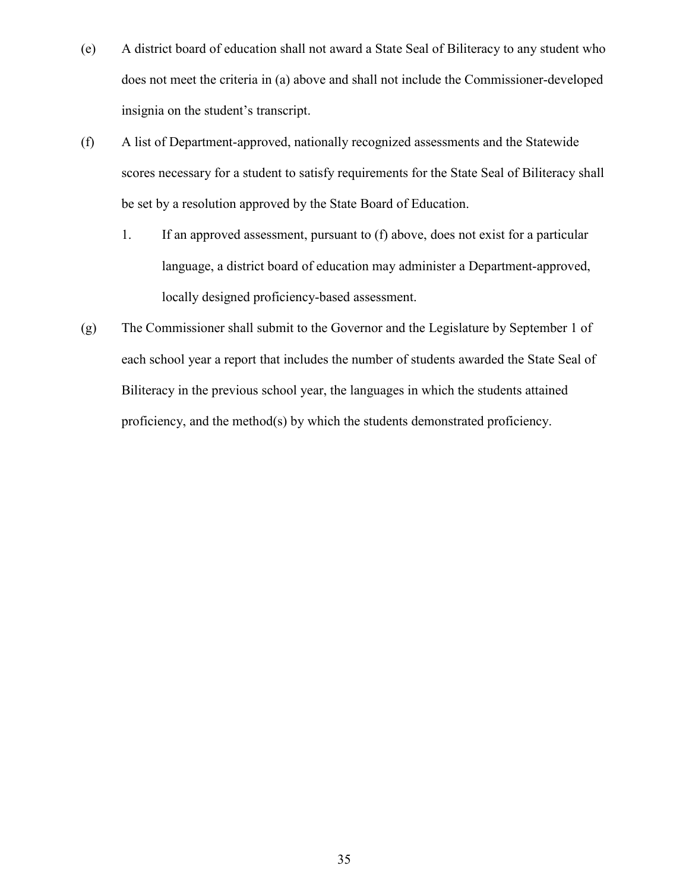(e) A district board of education shall not award a State Seal of Biliteracy to any student who does not meet the criteria in (a) above and shall not include the Commissioner-developed insignia on the student's transcript.

(f) A list of Department-approved, nationally recognized assessments and the Statewide scores necessary for a student to satisfy requirements for the State Seal of Biliteracy shall be set by a resolution approved by the State Board of Education.

1. If an approved assessment, pursuant to (f) above, does not exist for a particular language, a district board of education may administer a Department-approved, locally designed proficiency-based assessment.

(g) The Commissioner shall submit to the Governor and the Legislature by September 1 of each school year a report that includes the number of students awarded the State Seal of Biliteracy in the previous school year, the languages in which the students attained proficiency, and the method(s) by which the students demonstrated proficiency.